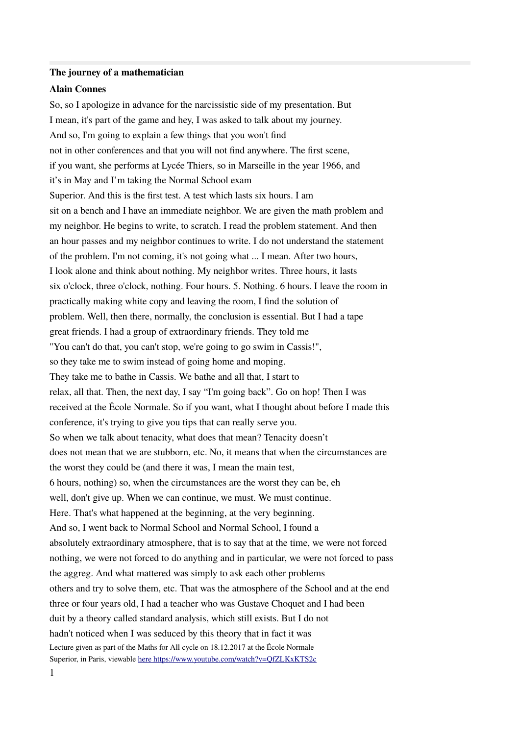**The journey of a mathematician**

**Alain Connes**

So, so I apologize in advance for the narcissistic side of my presentation. But I mean, it's part of the game and hey, I was asked to talk about my journey. And so, I'm going to explain a few things that you won't find not in other conferences and that you will not find anywhere. The first scene, if you want, she performs at Lycée Thiers, so in Marseille in the year 1966, and it's in May and I'm taking the Normal School exam Superior. And this is the first test. A test which lasts six hours. I am sit on a bench and I have an immediate neighbor. We are given the math problem and my neighbor. He begins to write, to scratch. I read the problem statement. And then an hour passes and my neighbor continues to write. I do not understand the statement of the problem. I'm not coming, it's not going what ... I mean. After two hours, I look alone and think about nothing. My neighbor writes. Three hours, it lasts six o'clock, three o'clock, nothing. Four hours. 5. Nothing. 6 hours. I leave the room in practically making white copy and leaving the room, I find the solution of problem. Well, then there, normally, the conclusion is essential. But I had a tape great friends. I had a group of extraordinary friends. They told me "You can't do that, you can't stop, we're going to go swim in Cassis!", so they take me to swim instead of going home and moping. They take me to bathe in Cassis. We bathe and all that, I start to relax, all that. Then, the next day, I say "I'm going back". Go on hop! Then I was received at the École Normale. So if you want, what I thought about before I made this conference, it's trying to give you tips that can really serve you. So when we talk about tenacity, what does that mean? Tenacity doesn't does not mean that we are stubborn, etc. No, it means that when the circumstances are the worst they could be (and there it was, I mean the main test, 6 hours, nothing) so, when the circumstances are the worst they can be, eh well, don't give up. When we can continue, we must. We must continue. Here. That's what happened at the beginning, at the very beginning. And so, I went back to Normal School and Normal School, I found a absolutely extraordinary atmosphere, that is to say that at the time, we were not forced nothing, we were not forced to do anything and in particular, we were not forced to pass the aggreg. And what mattered was simply to ask each other problems others and try to solve them, etc. That was the atmosphere of the School and at the end three or four years old, I had a teacher who was Gustave Choquet and I had been duit by a theory called standard analysis, which still exists. But I do not hadn't noticed when I was seduced by this theory that in fact it was

Lecture given as part of the Maths for All cycle on 18.12.2017 at the École Normale Superior, in Paris, viewable here https://www.youtube.com/watch?v=QfZLKxKTS2c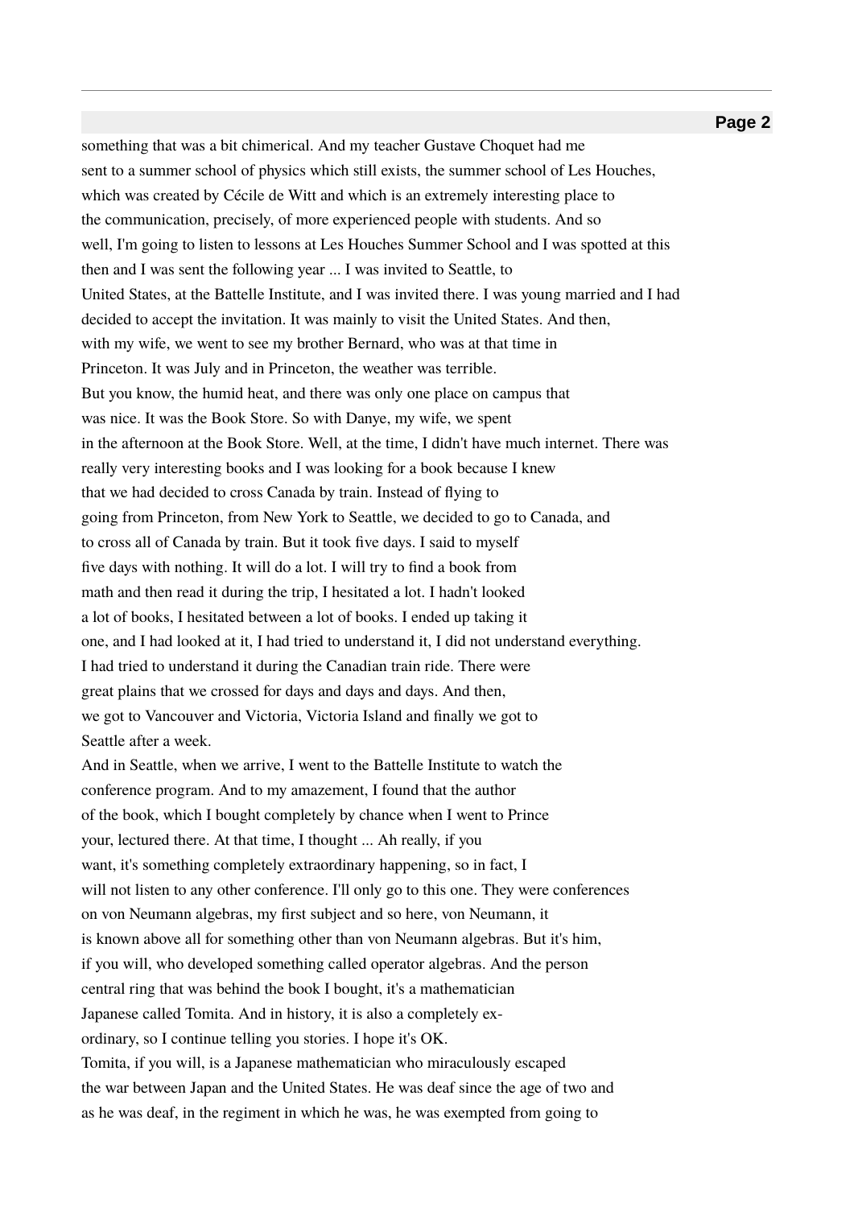something that was a bit chimerical. And my teacher Gustave Choquet had me sent to a summer school of physics which still exists, the summer school of Les Houches, which was created by Cécile de Witt and which is an extremely interesting place to the communication, precisely, of more experienced people with students. And so well, I'm going to listen to lessons at Les Houches Summer School and I was spotted at this then and I was sent the following year ... I was invited to Seattle, to United States, at the Battelle Institute, and I was invited there. I was young married and I had decided to accept the invitation. It was mainly to visit the United States. And then, with my wife, we went to see my brother Bernard, who was at that time in Princeton. It was July and in Princeton, the weather was terrible.
But you know, the humid heat, and there was only one place on campus that was nice. It was the Book Store. So with Danye, my wife, we spent in the afternoon at the Book Store. Well, at the time, I didn't have much internet. There was really very interesting books and I was looking for a book because I knew that we had decided to cross Canada by train. Instead of flying to going from Princeton, from New York to Seattle, we decided to go to Canada, and to cross all of Canada by train. But it took five days. I said to myself five days with nothing. It will do a lot. I will try to find a book from math and then read it during the trip, I hesitated a lot. I hadn't looked a lot of books, I hesitated between a lot of books. I ended up taking it one, and I had looked at it, I had tried to understand it, I did not understand everything.
I had tried to understand it during the Canadian train ride. There were great plains that we crossed for days and days and days. And then, we got to Vancouver and Victoria, Victoria Island and finally we got to Seattle after a week.
And in Seattle, when we arrive, I went to the Battelle Institute to watch the conference program. And to my amazement, I found that the author of the book, which I bought completely by chance when I went to Prince your, lectured there. At that time, I thought ... Ah really, if you want, it's something completely extraordinary happening, so in fact, I will not listen to any other conference. I'll only go to this one. They were conferences on von Neumann algebras, my first subject and so here, von Neumann, it is known above all for something other than von Neumann algebras. But it's him, if you will, who developed something called operator algebras. And the person central ring that was behind the book I bought, it's a mathematician Japanese called Tomita. And in history, it is also a completely extraordinary, so I continue telling you stories. I hope it's OK.
Tomita, if you will, is a Japanese mathematician who miraculously escaped the war between Japan and the United States. He was deaf since the age of two and as he was deaf, in the regiment in which he was, he was exempted from going to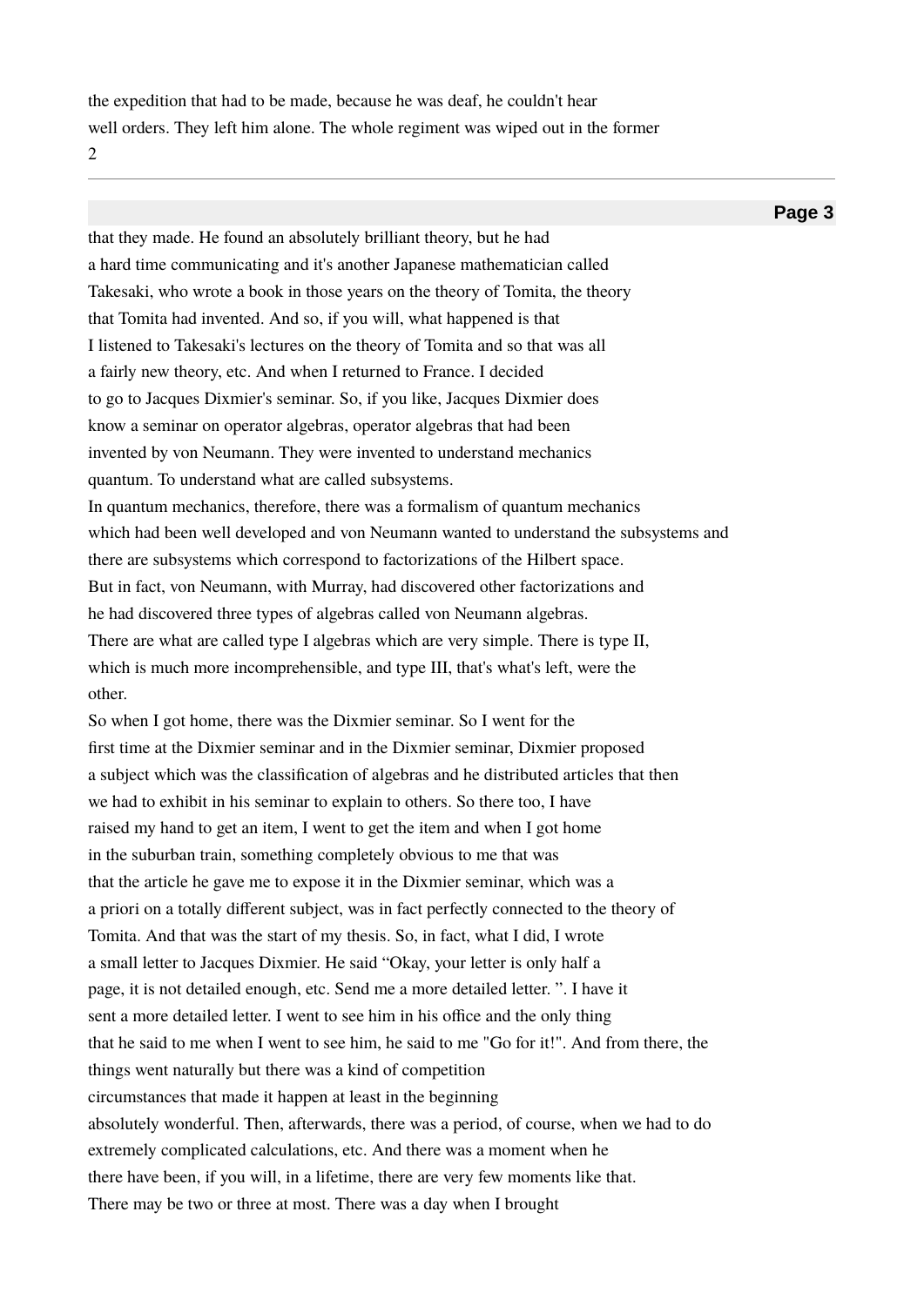the expedition that had to be made, because he was deaf, he couldn't hear
well orders. They left him alone. The whole regiment was wiped out in the former

that they made. He found an absolutely brilliant theory, but he had
a hard time communicating and it's another Japanese mathematician called
Takesaki, who wrote a book in those years on the theory of Tomita, the theory
that Tomita had invented. And so, if you will, what happened is that
I listened to Takesaki's lectures on the theory of Tomita and so that was all
a fairly new theory, etc. And when I returned to France. I decided
to go to Jacques Dixmier's seminar. So, if you like, Jacques Dixmier does
know a seminar on operator algebras, operator algebras that had been
invented by von Neumann. They were invented to understand mechanics
quantum. To understand what are called subsystems.
In quantum mechanics, therefore, there was a formalism of quantum mechanics
which had been well developed and von Neumann wanted to understand the subsystems and
there are subsystems which correspond to factorizations of the Hilbert space.
But in fact, von Neumann, with Murray, had discovered other factorizations and
he had discovered three types of algebras called von Neumann algebras.
There are what are called type I algebras which are very simple. There is type II,
which is much more incomprehensible, and type III, that's what's left, were the
other.
So when I got home, there was the Dixmier seminar. So I went for the
first time at the Dixmier seminar and in the Dixmier seminar, Dixmier proposed
a subject which was the classification of algebras and he distributed articles that then
we had to exhibit in his seminar to explain to others. So there too, I have
raised my hand to get an item, I went to get the item and when I got home
in the suburban train, something completely obvious to me that was
that the article he gave me to expose it in the Dixmier seminar, which was a
a priori on a totally different subject, was in fact perfectly connected to the theory of
Tomita. And that was the start of my thesis. So, in fact, what I did, I wrote
a small letter to Jacques Dixmier. He said "Okay, your letter is only half a
page, it is not detailed enough, etc. Send me a more detailed letter. ". I have it
sent a more detailed letter. I went to see him in his office and the only thing
that he said to me when I went to see him, he said to me "Go for it!". And from there, the
things went naturally but there was a kind of competition
circumstances that made it happen at least in the beginning
absolutely wonderful. Then, afterwards, there was a period, of course, when we had to do
extremely complicated calculations, etc. And there was a moment when he
there have been, if you will, in a lifetime, there are very few moments like that.
There may be two or three at most. There was a day when I brought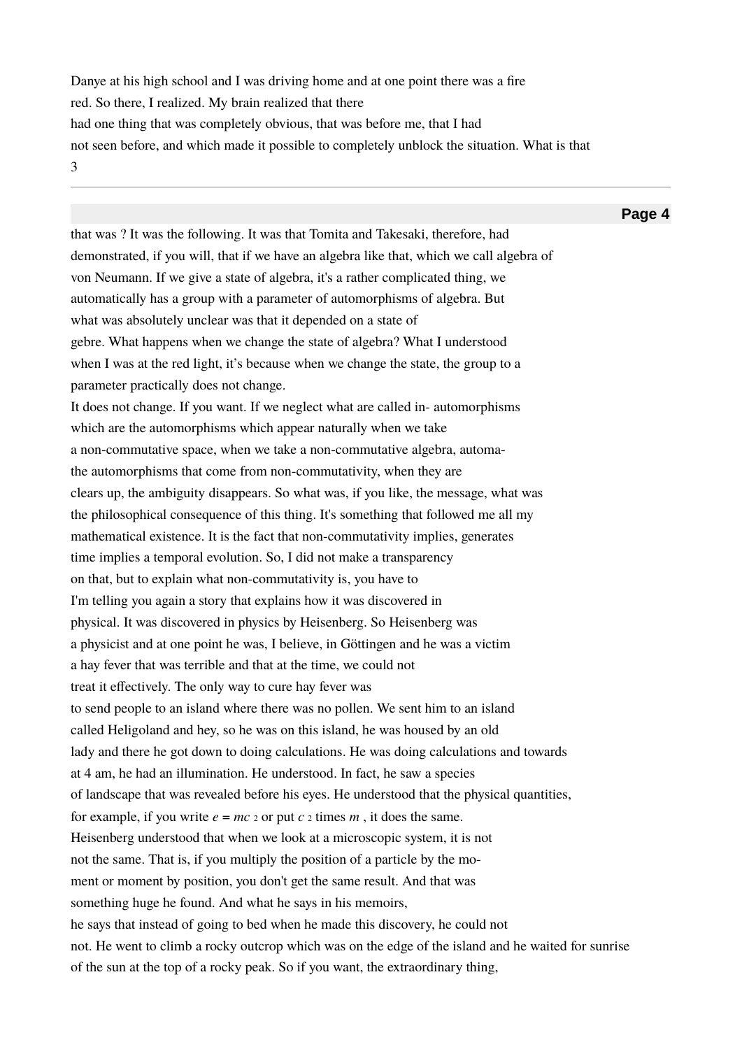Danye at his high school and I was driving home and at one point there was a fire
red. So there, I realized. My brain realized that there
had one thing that was completely obvious, that was before me, that I had
not seen before, and which made it possible to completely unblock the situation. What is that

that was ? It was the following. It was that Tomita and Takesaki, therefore, had
demonstrated, if you will, that if we have an algebra like that, which we call algebra of
von Neumann. If we give a state of algebra, it's a rather complicated thing, we
automatically has a group with a parameter of automorphisms of algebra. But
what was absolutely unclear was that it depended on a state of
gebre. What happens when we change the state of algebra? What I understood
when I was at the red light, it's because when we change the state, the group to a
parameter practically does not change.
It does not change. If you want. If we neglect what are called in- automorphisms
which are the automorphisms which appear naturally when we take
a non-commutative space, when we take a non-commutative algebra, automa-
the automorphisms that come from non-commutativity, when they are
clears up, the ambiguity disappears. So what was, if you like, the message, what was
the philosophical consequence of this thing. It's something that followed me all my
mathematical existence. It is the fact that non-commutativity implies, generates
time implies a temporal evolution. So, I did not make a transparency
on that, but to explain what non-commutativity is, you have to
I'm telling you again a story that explains how it was discovered in
physical. It was discovered in physics by Heisenberg. So Heisenberg was
a physicist and at one point he was, I believe, in Göttingen and he was a victim
a hay fever that was terrible and that at the time, we could not
treat it effectively. The only way to cure hay fever was
to send people to an island where there was no pollen. We sent him to an island
called Heligoland and hey, so he was on this island, he was housed by an old
lady and there he got down to doing calculations. He was doing calculations and towards
at 4 am, he had an illumination. He understood. In fact, he saw a species
of landscape that was revealed before his eyes. He understood that the physical quantities,
for example, if you write $e = mc^2$ or put $c^2$ times $m$, it does the same.
Heisenberg understood that when we look at a microscopic system, it is not
not the same. That is, if you multiply the position of a particle by the mo-
ment or moment by position, you don't get the same result. And that was
something huge he found. And what he says in his memoirs,
he says that instead of going to bed when he made this discovery, he could not
not. He went to climb a rocky outcrop which was on the edge of the island and he waited for sunrise
of the sun at the top of a rocky peak. So if you want, the extraordinary thing,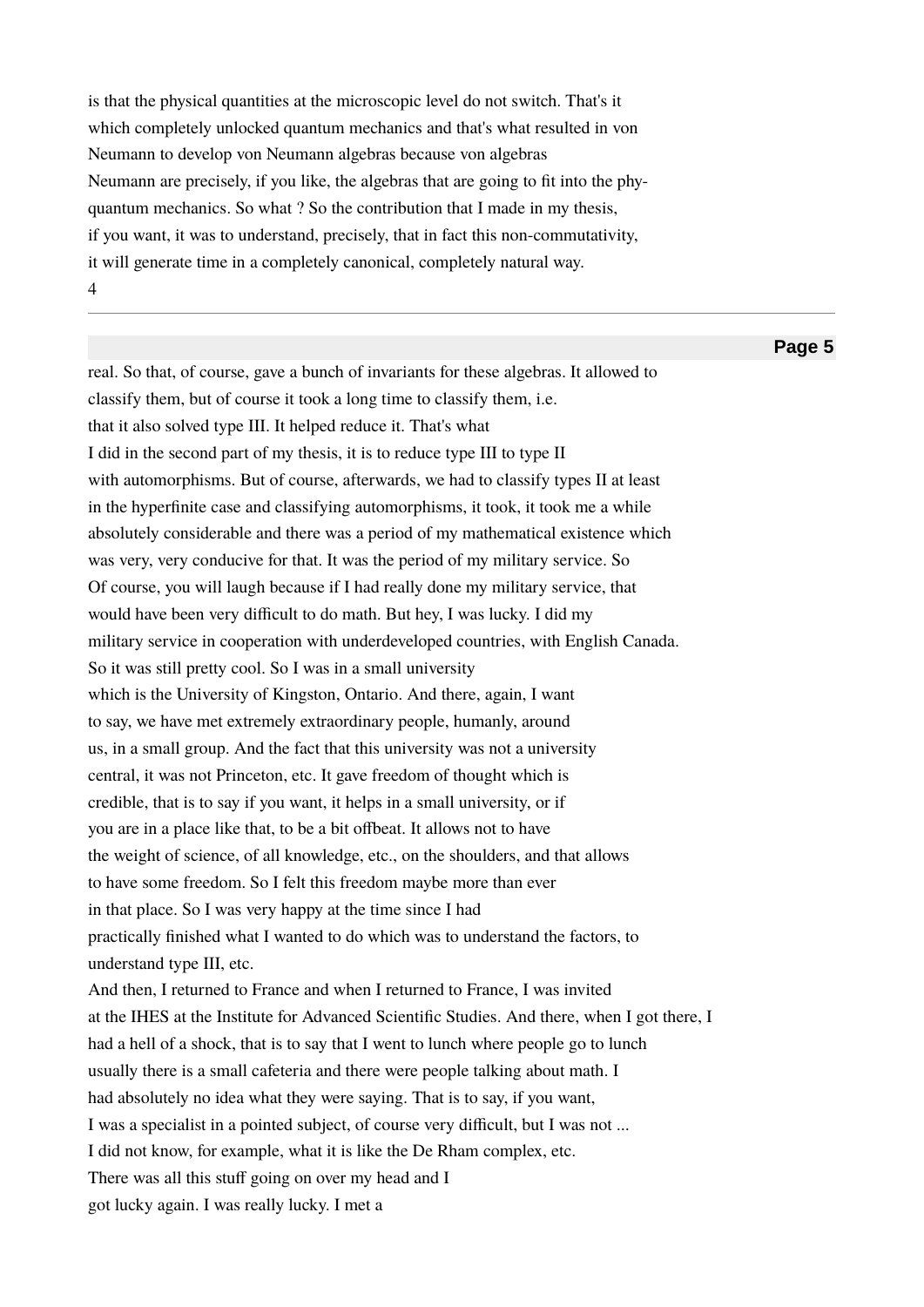is that the physical quantities at the microscopic level do not switch. That's it which completely unlocked quantum mechanics and that's what resulted in von Neumann to develop von Neumann algebras because von algebras Neumann are precisely, if you like, the algebras that are going to fit into the phy- quantum mechanics. So what ? So the contribution that I made in my thesis, if you want, it was to understand, precisely, that in fact this non-commutativity, it will generate time in a completely canonical, completely natural way.

real. So that, of course, gave a bunch of invariants for these algebras. It allowed to classify them, but of course it took a long time to classify them, i.e. that it also solved type III. It helped reduce it. That's what I did in the second part of my thesis, it is to reduce type III to type II with automorphisms. But of course, afterwards, we had to classify types II at least in the hyperfinite case and classifying automorphisms, it took, it took me a while absolutely considerable and there was a period of my mathematical existence which was very, very conducive for that. It was the period of my military service. So Of course, you will laugh because if I had really done my military service, that would have been very difficult to do math. But hey, I was lucky. I did my military service in cooperation with underdeveloped countries, with English Canada. So it was still pretty cool. So I was in a small university which is the University of Kingston, Ontario. And there, again, I want to say, we have met extremely extraordinary people, humanly, around us, in a small group. And the fact that this university was not a university central, it was not Princeton, etc. It gave freedom of thought which is credible, that is to say if you want, it helps in a small university, or if you are in a place like that, to be a bit offbeat. It allows not to have the weight of science, of all knowledge, etc., on the shoulders, and that allows to have some freedom. So I felt this freedom maybe more than ever in that place. So I was very happy at the time since I had practically finished what I wanted to do which was to understand the factors, to understand type III, etc.

And then, I returned to France and when I returned to France, I was invited at the IHES at the Institute for Advanced Scientific Studies. And there, when I got there, I had a hell of a shock, that is to say that I went to lunch where people go to lunch usually there is a small cafeteria and there were people talking about math. I had absolutely no idea what they were saying. That is to say, if you want, I was a specialist in a pointed subject, of course very difficult, but I was not ... I did not know, for example, what it is like the De Rham complex, etc. There was all this stuff going on over my head and I got lucky again. I was really lucky. I met a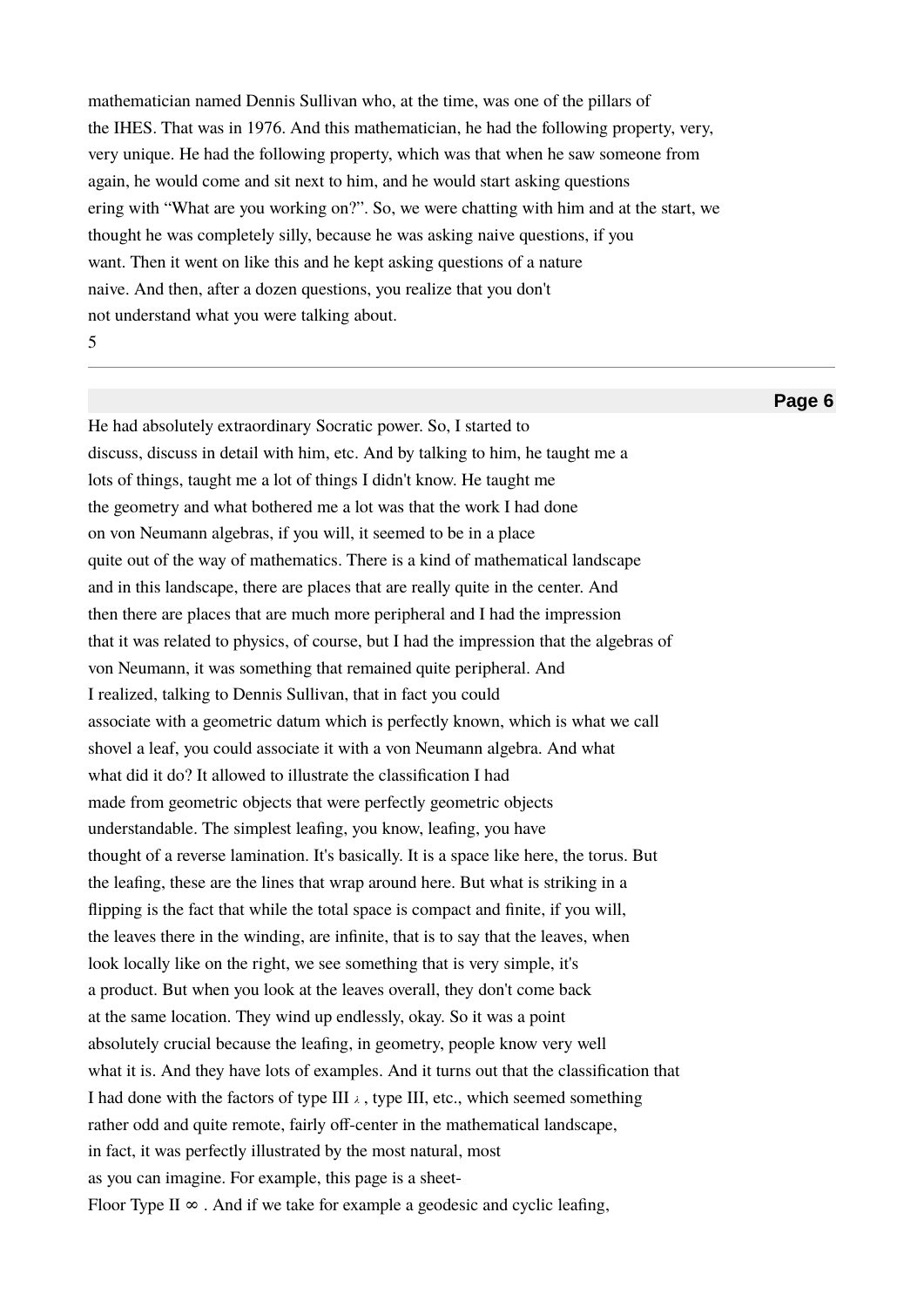mathematician named Dennis Sullivan who, at the time, was one of the pillars of the IHES. That was in 1976. And this mathematician, he had the following property, very, very unique. He had the following property, which was that when he saw someone from again, he would come and sit next to him, and he would start asking questions ering with "What are you working on?". So, we were chatting with him and at the start, we thought he was completely silly, because he was asking naive questions, if you want. Then it went on like this and he kept asking questions of a nature naive. And then, after a dozen questions, you realize that you don't not understand what you were talking about.

He had absolutely extraordinary Socratic power. So, I started to discuss, discuss in detail with him, etc. And by talking to him, he taught me a lots of things, taught me a lot of things I didn't know. He taught me the geometry and what bothered me a lot was that the work I had done on von Neumann algebras, if you will, it seemed to be in a place quite out of the way of mathematics. There is a kind of mathematical landscape and in this landscape, there are places that are really quite in the center. And then there are places that are much more peripheral and I had the impression that it was related to physics, of course, but I had the impression that the algebras of von Neumann, it was something that remained quite peripheral. And I realized, talking to Dennis Sullivan, that in fact you could associate with a geometric datum which is perfectly known, which is what we call shovel a leaf, you could associate it with a von Neumann algebra. And what what did it do? It allowed to illustrate the classification I had made from geometric objects that were perfectly geometric objects understandable. The simplest leafing, you know, leafing, you have thought of a reverse lamination. It's basically. It is a space like here, the torus. But the leafing, these are the lines that wrap around here. But what is striking in a flipping is the fact that while the total space is compact and finite, if you will, the leaves there in the winding, are infinite, that is to say that the leaves, when look locally like on the right, we see something that is very simple, it's a product. But when you look at the leaves overall, they don't come back at the same location. They wind up endlessly, okay. So it was a point absolutely crucial because the leafing, in geometry, people know very well what it is. And they have lots of examples. And it turns out that the classification that I had done with the factors of type $\text{III}_\lambda$, type III, etc., which seemed something rather odd and quite remote, fairly off-center in the mathematical landscape, in fact, it was perfectly illustrated by the most natural, most as you can imagine. For example, this page is a sheet-Floor Type $\text{II}_\infty$. And if we take for example a geodesic and cyclic leafing,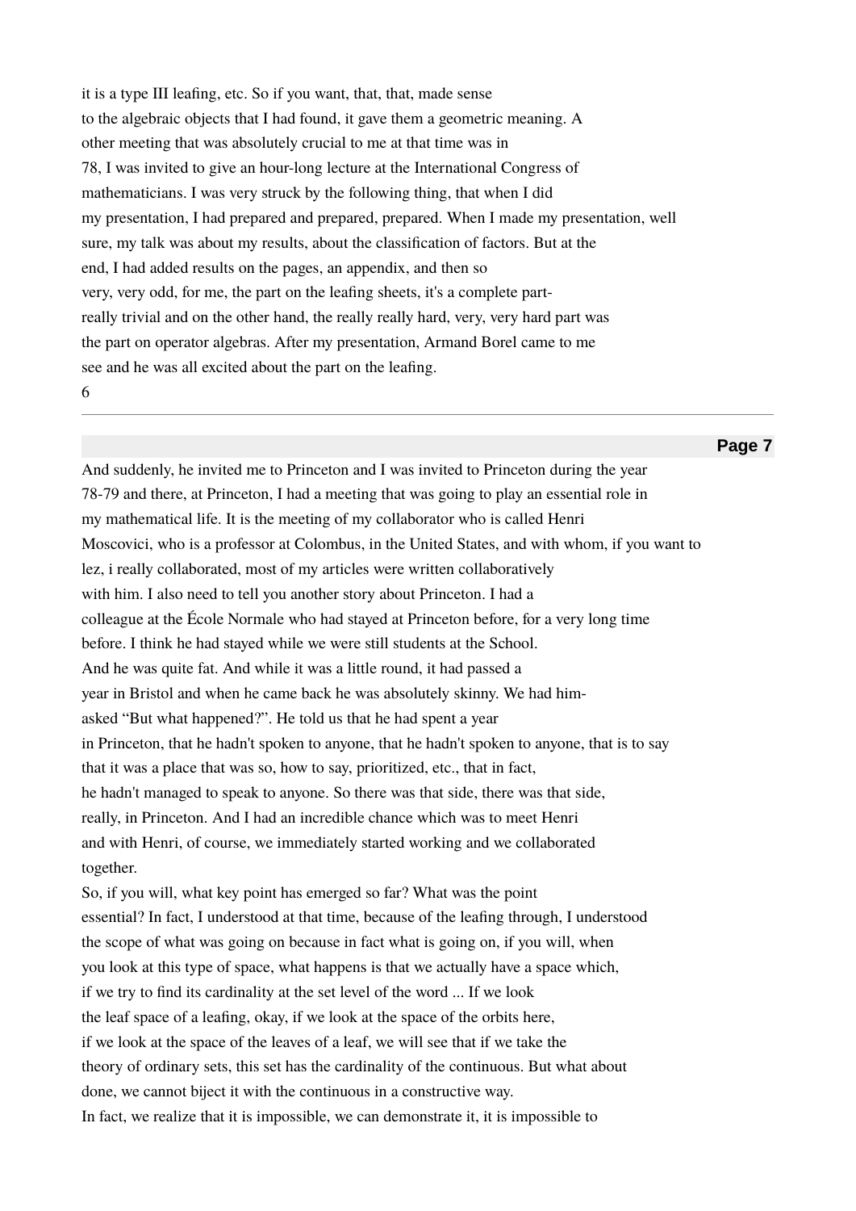it is a type III leafing, etc. So if you want, that, that, made sense
to the algebraic objects that I had found, it gave them a geometric meaning. A
other meeting that was absolutely crucial to me at that time was in
78, I was invited to give an hour-long lecture at the International Congress of
mathematicians. I was very struck by the following thing, that when I did
my presentation, I had prepared and prepared, prepared. When I made my presentation, well
sure, my talk was about my results, about the classification of factors. But at the
end, I had added results on the pages, an appendix, and then so
very, very odd, for me, the part on the leafing sheets, it's a complete part-
really trivial and on the other hand, the really really hard, very, very hard part was
the part on operator algebras. After my presentation, Armand Borel came to me
see and he was all excited about the part on the leafing.

And suddenly, he invited me to Princeton and I was invited to Princeton during the year
78-79 and there, at Princeton, I had a meeting that was going to play an essential role in
my mathematical life. It is the meeting of my collaborator who is called Henri
Moscovici, who is a professor at Colombus, in the United States, and with whom, if you want to
lez, i really collaborated, most of my articles were written collaboratively
with him. I also need to tell you another story about Princeton. I had a
colleague at the École Normale who had stayed at Princeton before, for a very long time
before. I think he had stayed while we were still students at the School.
And he was quite fat. And while it was a little round, it had passed a
year in Bristol and when he came back he was absolutely skinny. We had him-
asked "But what happened?". He told us that he had spent a year
in Princeton, that he hadn't spoken to anyone, that he hadn't spoken to anyone, that is to say
that it was a place that was so, how to say, prioritized, etc., that in fact,
he hadn't managed to speak to anyone. So there was that side, there was that side,
really, in Princeton. And I had an incredible chance which was to meet Henri
and with Henri, of course, we immediately started working and we collaborated
together.

So, if you will, what key point has emerged so far? What was the point
essential? In fact, I understood at that time, because of the leafing through, I understood
the scope of what was going on because in fact what is going on, if you will, when
you look at this type of space, what happens is that we actually have a space which,
if we try to find its cardinality at the set level of the word ... If we look
the leaf space of a leafing, okay, if we look at the space of the orbits here,
if we look at the space of the leaves of a leaf, we will see that if we take the
theory of ordinary sets, this set has the cardinality of the continuous. But what about
done, we cannot biject it with the continuous in a constructive way.
In fact, we realize that it is impossible, we can demonstrate it, it is impossible to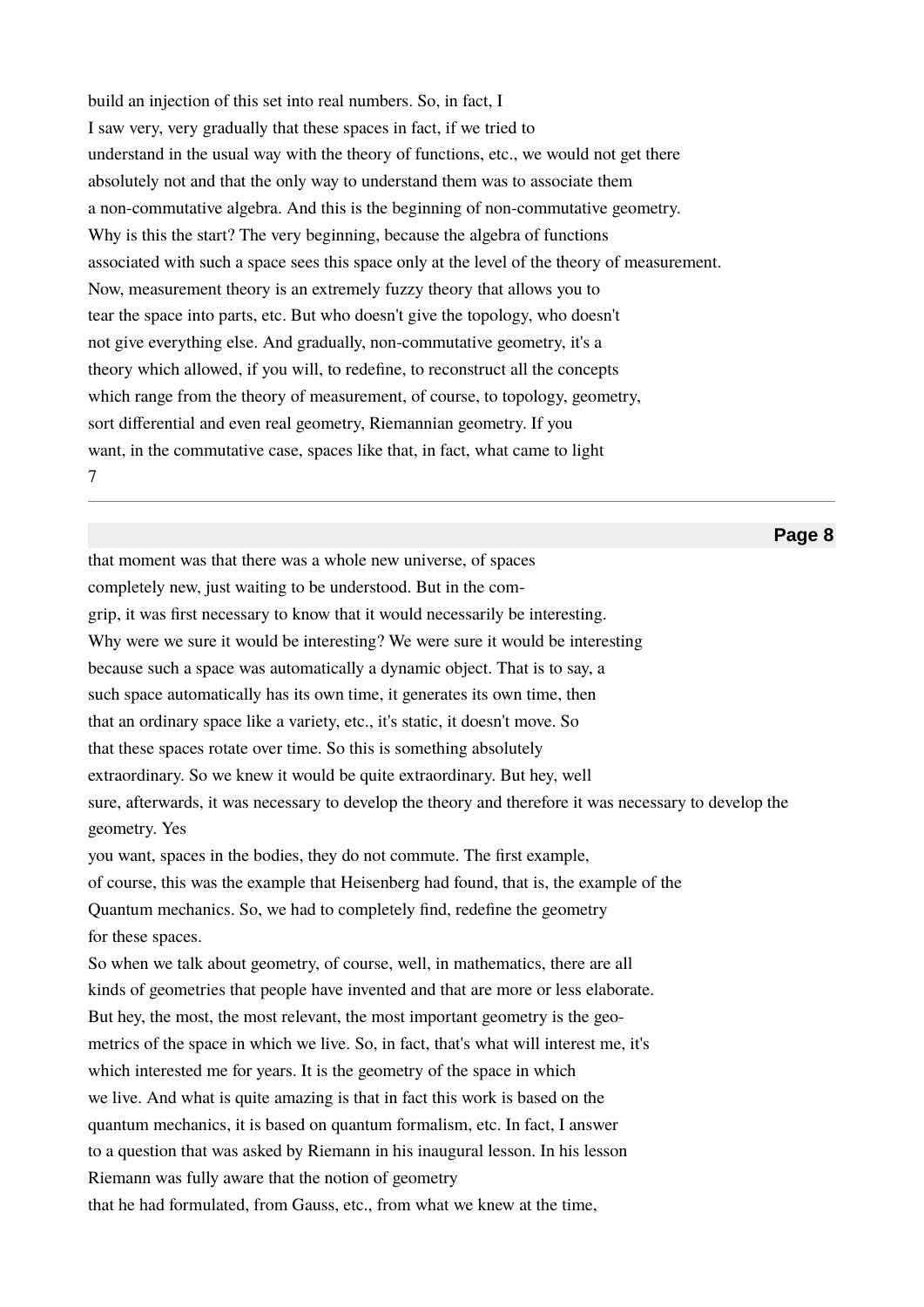build an injection of this set into real numbers. So, in fact, I
I saw very, very gradually that these spaces in fact, if we tried to
understand in the usual way with the theory of functions, etc., we would not get there
absolutely not and that the only way to understand them was to associate them
a non-commutative algebra. And this is the beginning of non-commutative geometry.
Why is this the start? The very beginning, because the algebra of functions
associated with such a space sees this space only at the level of the theory of measurement.
Now, measurement theory is an extremely fuzzy theory that allows you to
tear the space into parts, etc. But who doesn't give the topology, who doesn't
not give everything else. And gradually, non-commutative geometry, it's a
theory which allowed, if you will, to redefine, to reconstruct all the concepts
which range from the theory of measurement, of course, to topology, geometry,
sort differential and even real geometry, Riemannian geometry. If you
want, in the commutative case, spaces like that, in fact, what came to light

that moment was that there was a whole new universe, of spaces
completely new, just waiting to be understood. But in the com-
grip, it was first necessary to know that it would necessarily be interesting.
Why were we sure it would be interesting? We were sure it would be interesting
because such a space was automatically a dynamic object. That is to say, a
such space automatically has its own time, it generates its own time, then
that an ordinary space like a variety, etc., it's static, it doesn't move. So
that these spaces rotate over time. So this is something absolutely
extraordinary. So we knew it would be quite extraordinary. But hey, well
sure, afterwards, it was necessary to develop the theory and therefore it was necessary to develop the geometry. Yes
you want, spaces in the bodies, they do not commute. The first example,
of course, this was the example that Heisenberg had found, that is, the example of the
Quantum mechanics. So, we had to completely find, redefine the geometry
for these spaces.

So when we talk about geometry, of course, well, in mathematics, there are all
kinds of geometries that people have invented and that are more or less elaborate.
But hey, the most, the most relevant, the most important geometry is the geo-
metrics of the space in which we live. So, in fact, that's what will interest me, it's
which interested me for years. It is the geometry of the space in which
we live. And what is quite amazing is that in fact this work is based on the
quantum mechanics, it is based on quantum formalism, etc. In fact, I answer
to a question that was asked by Riemann in his inaugural lesson. In his lesson
Riemann was fully aware that the notion of geometry
that he had formulated, from Gauss, etc., from what we knew at the time,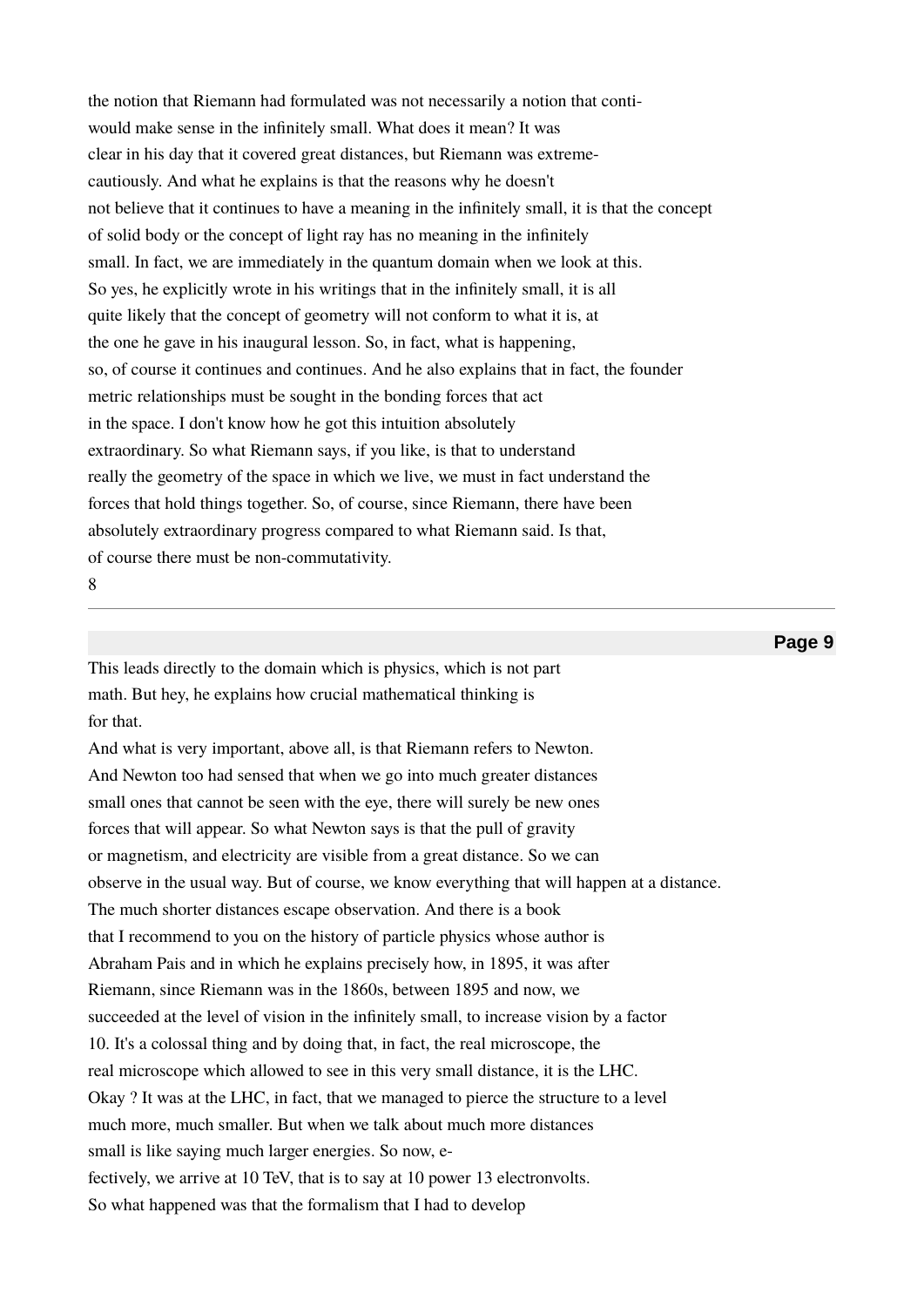the notion that Riemann had formulated was not necessarily a notion that conti-
would make sense in the infinitely small. What does it mean? It was
clear in his day that it covered great distances, but Riemann was extreme-
cautiously. And what he explains is that the reasons why he doesn't
not believe that it continues to have a meaning in the infinitely small, it is that the concept
of solid body or the concept of light ray has no meaning in the infinitely
small. In fact, we are immediately in the quantum domain when we look at this.
So yes, he explicitly wrote in his writings that in the infinitely small, it is all
quite likely that the concept of geometry will not conform to what it is, at
the one he gave in his inaugural lesson. So, in fact, what is happening,
so, of course it continues and continues. And he also explains that in fact, the founder
metric relationships must be sought in the bonding forces that act
in the space. I don't know how he got this intuition absolutely
extraordinary. So what Riemann says, if you like, is that to understand
really the geometry of the space in which we live, we must in fact understand the
forces that hold things together. So, of course, since Riemann, there have been
absolutely extraordinary progress compared to what Riemann said. Is that,
of course there must be non-commutativity.

This leads directly to the domain which is physics, which is not part
math. But hey, he explains how crucial mathematical thinking is
for that.

And what is very important, above all, is that Riemann refers to Newton.
And Newton too had sensed that when we go into much greater distances
small ones that cannot be seen with the eye, there will surely be new ones
forces that will appear. So what Newton says is that the pull of gravity
or magnetism, and electricity are visible from a great distance. So we can
observe in the usual way. But of course, we know everything that will happen at a distance.
The much shorter distances escape observation. And there is a book
that I recommend to you on the history of particle physics whose author is
Abraham Pais and in which he explains precisely how, in 1895, it was after
Riemann, since Riemann was in the 1860s, between 1895 and now, we
succeeded at the level of vision in the infinitely small, to increase vision by a factor
10. It's a colossal thing and by doing that, in fact, the real microscope, the
real microscope which allowed to see in this very small distance, it is the LHC.
Okay ? It was at the LHC, in fact, that we managed to pierce the structure to a level
much more, much smaller. But when we talk about much more distances
small is like saying much larger energies. So now, e-
fectively, we arrive at 10 TeV, that is to say at 10 power 13 electronvolts.
So what happened was that the formalism that I had to develop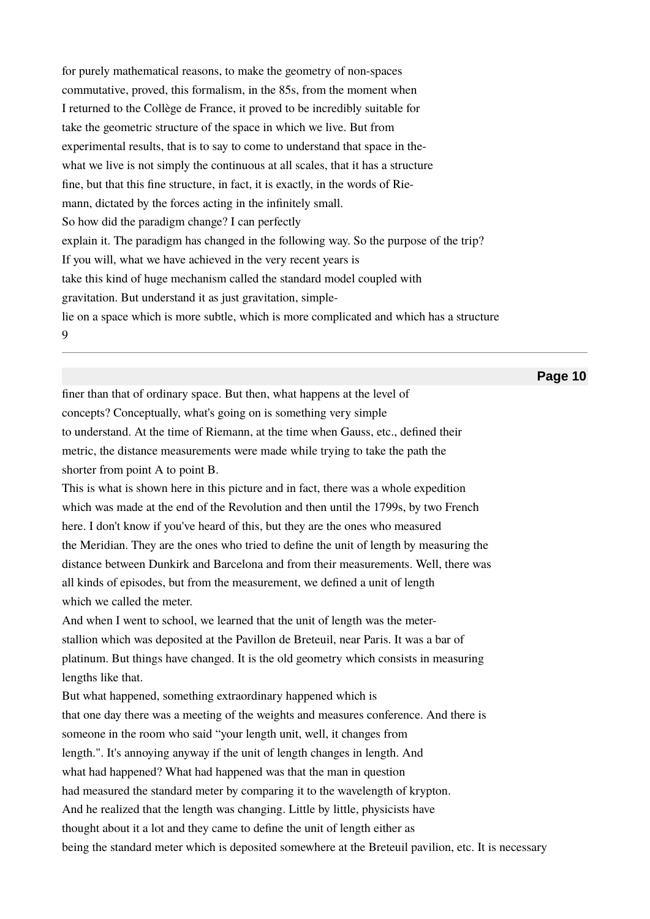for purely mathematical reasons, to make the geometry of non-spaces commutative, proved, this formalism, in the 85s, from the moment when I returned to the Collège de France, it proved to be incredibly suitable for take the geometric structure of the space in which we live. But from experimental results, that is to say to come to understand that space in the-what we live is not simply the continuous at all scales, that it has a structure fine, but that this fine structure, in fact, it is exactly, in the words of Rie-mann, dictated by the forces acting in the infinitely small.

So how did the paradigm change? I can perfectly explain it. The paradigm has changed in the following way. So the purpose of the trip? If you will, what we have achieved in the very recent years is take this kind of huge mechanism called the standard model coupled with gravitation. But understand it as just gravitation, simple-lie on a space which is more subtle, which is more complicated and which has a structure finer than that of ordinary space. But then, what happens at the level of concepts? Conceptually, what's going on is something very simple to understand. At the time of Riemann, at the time when Gauss, etc., defined their metric, the distance measurements were made while trying to take the path the shorter from point A to point B.

This is what is shown here in this picture and in fact, there was a whole expedition which was made at the end of the Revolution and then until the 1799s, by two French here. I don't know if you've heard of this, but they are the ones who measured the Meridian. They are the ones who tried to define the unit of length by measuring the distance between Dunkirk and Barcelona and from their measurements. Well, there was all kinds of episodes, but from the measurement, we defined a unit of length which we called the meter.

And when I went to school, we learned that the unit of length was the meter-stallion which was deposited at the Pavillon de Breteuil, near Paris. It was a bar of platinum. But things have changed. It is the old geometry which consists in measuring lengths like that.

But what happened, something extraordinary happened which is that one day there was a meeting of the weights and measures conference. And there is someone in the room who said "your length unit, well, it changes from length.". It's annoying anyway if the unit of length changes in length. And what had happened? What had happened was that the man in question had measured the standard meter by comparing it to the wavelength of krypton. And he realized that the length was changing. Little by little, physicists have thought about it a lot and they came to define the unit of length either as being the standard meter which is deposited somewhere at the Breteuil pavilion, etc. It is necessary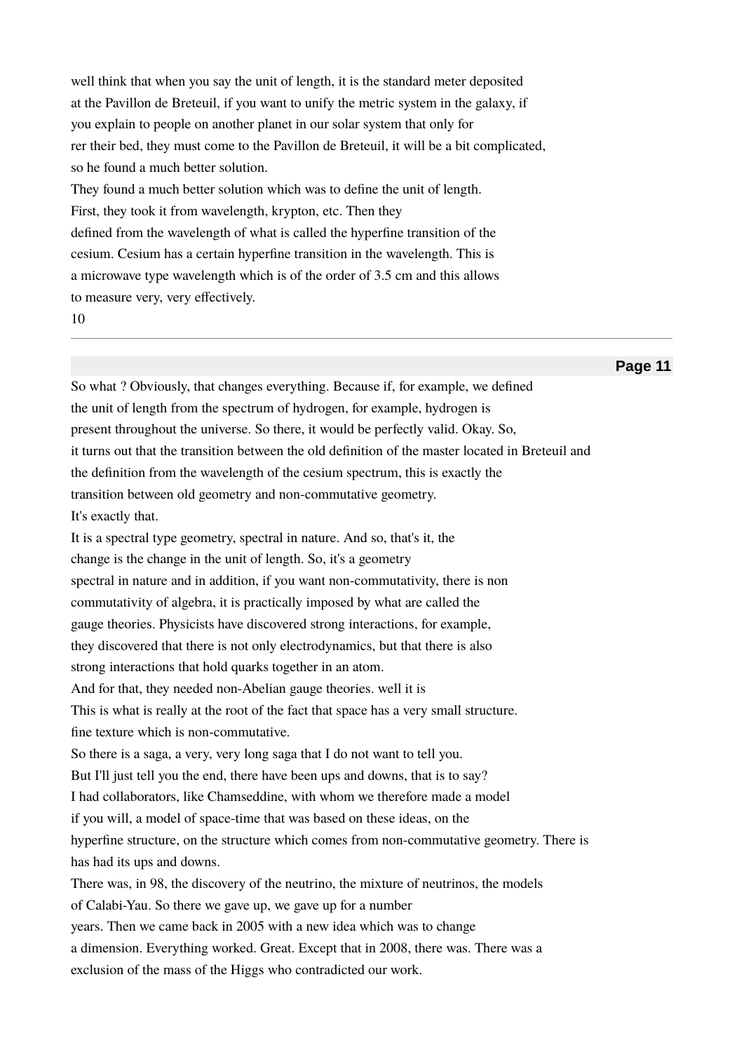well think that when you say the unit of length, it is the standard meter deposited at the Pavillon de Breteuil, if you want to unify the metric system in the galaxy, if you explain to people on another planet in our solar system that only for rer their bed, they must come to the Pavillon de Breteuil, it will be a bit complicated, so he found a much better solution.

They found a much better solution which was to define the unit of length. First, they took it from wavelength, krypton, etc. Then they defined from the wavelength of what is called the hyperfine transition of the cesium. Cesium has a certain hyperfine transition in the wavelength. This is a microwave type wavelength which is of the order of 3.5 cm and this allows to measure very, very effectively.

So what ? Obviously, that changes everything. Because if, for example, we defined the unit of length from the spectrum of hydrogen, for example, hydrogen is present throughout the universe. So there, it would be perfectly valid. Okay. So, it turns out that the transition between the old definition of the master located in Breteuil and the definition from the wavelength of the cesium spectrum, this is exactly the transition between old geometry and non-commutative geometry.

It's exactly that.

It is a spectral type geometry, spectral in nature. And so, that's it, the change is the change in the unit of length. So, it's a geometry spectral in nature and in addition, if you want non-commutativity, there is non commutativity of algebra, it is practically imposed by what are called the gauge theories. Physicists have discovered strong interactions, for example, they discovered that there is not only electrodynamics, but that there is also strong interactions that hold quarks together in an atom.

And for that, they needed non-Abelian gauge theories. well it is

This is what is really at the root of the fact that space has a very small structure. fine texture which is non-commutative.

So there is a saga, a very, very long saga that I do not want to tell you.

But I'll just tell you the end, there have been ups and downs, that is to say?

I had collaborators, like Chamseddine, with whom we therefore made a model if you will, a model of space-time that was based on these ideas, on the hyperfine structure, on the structure which comes from non-commutative geometry. There is has had its ups and downs.

There was, in 98, the discovery of the neutrino, the mixture of neutrinos, the models of Calabi-Yau. So there we gave up, we gave up for a number years. Then we came back in 2005 with a new idea which was to change a dimension. Everything worked. Great. Except that in 2008, there was. There was a exclusion of the mass of the Higgs who contradicted our work.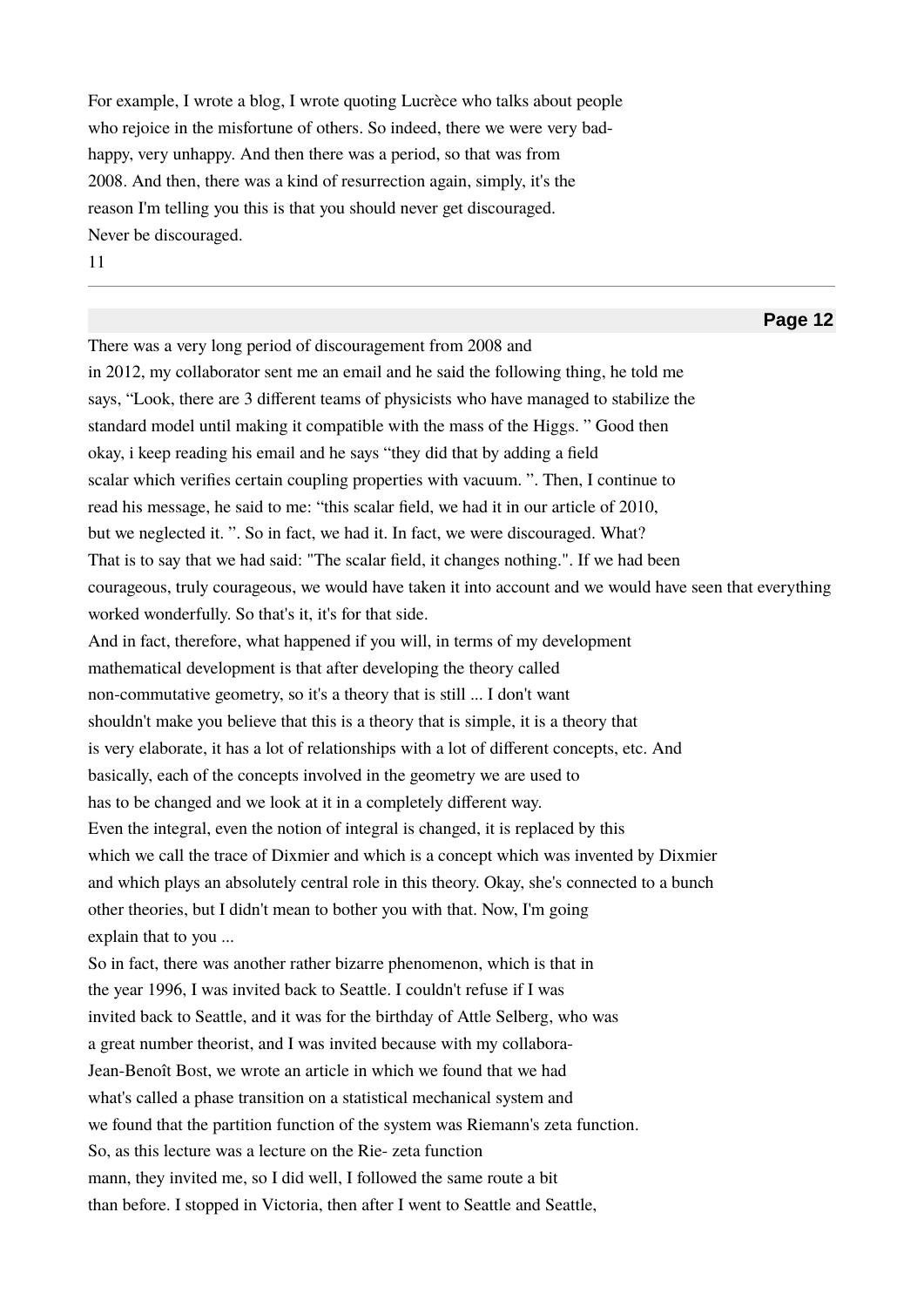For example, I wrote a blog, I wrote quoting Lucrèce who talks about people who rejoice in the misfortune of others. So indeed, there we were very bad-happy, very unhappy. And then there was a period, so that was from 2008. And then, there was a kind of resurrection again, simply, it's the reason I'm telling you this is that you should never get discouraged. Never be discouraged.

There was a very long period of discouragement from 2008 and in 2012, my collaborator sent me an email and he said the following thing, he told me says, "Look, there are 3 different teams of physicists who have managed to stabilize the standard model until making it compatible with the mass of the Higgs. " Good then okay, i keep reading his email and he says "they did that by adding a field scalar which verifies certain coupling properties with vacuum. ". Then, I continue to read his message, he said to me: "this scalar field, we had it in our article of 2010, but we neglected it. ". So in fact, we had it. In fact, we were discouraged. What? That is to say that we had said: "The scalar field, it changes nothing.". If we had been courageous, truly courageous, we would have taken it into account and we would have seen that everything worked wonderfully. So that's it, it's for that side.

And in fact, therefore, what happened if you will, in terms of my development mathematical development is that after developing the theory called non-commutative geometry, so it's a theory that is still ... I don't want shouldn't make you believe that this is a theory that is simple, it is a theory that is very elaborate, it has a lot of relationships with a lot of different concepts, etc. And basically, each of the concepts involved in the geometry we are used to has to be changed and we look at it in a completely different way.

Even the integral, even the notion of integral is changed, it is replaced by this which we call the trace of Dixmier and which is a concept which was invented by Dixmier and which plays an absolutely central role in this theory. Okay, she's connected to a bunch other theories, but I didn't mean to bother you with that. Now, I'm going explain that to you ...

So in fact, there was another rather bizarre phenomenon, which is that in the year 1996, I was invited back to Seattle. I couldn't refuse if I was invited back to Seattle, and it was for the birthday of Attle Selberg, who was a great number theorist, and I was invited because with my collabora-Jean-Benoît Bost, we wrote an article in which we found that we had what's called a phase transition on a statistical mechanical system and we found that the partition function of the system was Riemann's zeta function. So, as this lecture was a lecture on the Rie- zeta function mann, they invited me, so I did well, I followed the same route a bit than before. I stopped in Victoria, then after I went to Seattle and Seattle,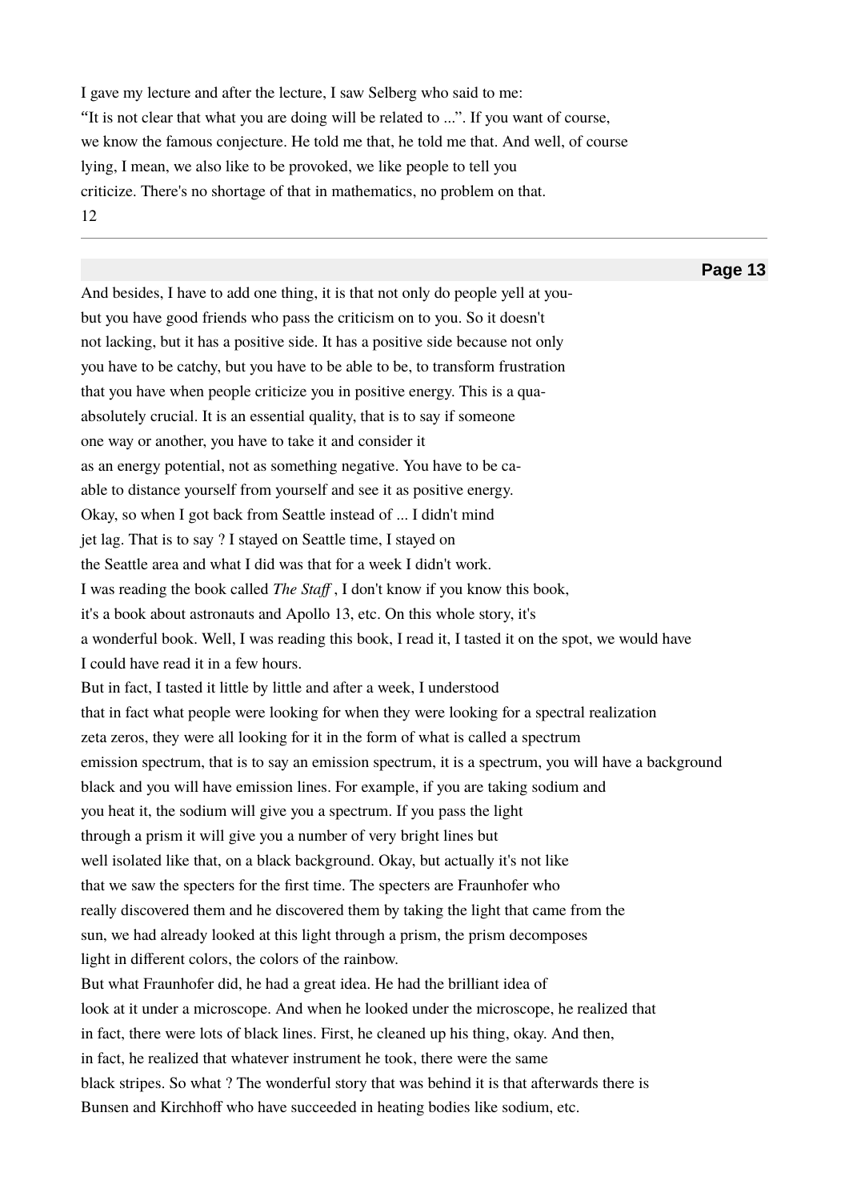I gave my lecture and after the lecture, I saw Selberg who said to me:
"It is not clear that what you are doing will be related to ...". If you want of course,
we know the famous conjecture. He told me that, he told me that. And well, of course
lying, I mean, we also like to be provoked, we like people to tell you
criticize. There's no shortage of that in mathematics, no problem on that.

And besides, I have to add one thing, it is that not only do people yell at you-
but you have good friends who pass the criticism on to you. So it doesn't
not lacking, but it has a positive side. It has a positive side because not only
you have to be catchy, but you have to be able to be, to transform frustration
that you have when people criticize you in positive energy. This is a qua-
absolutely crucial. It is an essential quality, that is to say if someone
one way or another, you have to take it and consider it
as an energy potential, not as something negative. You have to be ca-
able to distance yourself from yourself and see it as positive energy.
Okay, so when I got back from Seattle instead of ... I didn't mind
jet lag. That is to say ? I stayed on Seattle time, I stayed on
the Seattle area and what I did was that for a week I didn't work.
I was reading the book called *The Staff* , I don't know if you know this book,
it's a book about astronauts and Apollo 13, etc. On this whole story, it's
a wonderful book. Well, I was reading this book, I read it, I tasted it on the spot, we would have
I could have read it in a few hours.
But in fact, I tasted it little by little and after a week, I understood
that in fact what people were looking for when they were looking for a spectral realization
zeta zeros, they were all looking for it in the form of what is called a spectrum
emission spectrum, that is to say an emission spectrum, it is a spectrum, you will have a background
black and you will have emission lines. For example, if you are taking sodium and
you heat it, the sodium will give you a spectrum. If you pass the light
through a prism it will give you a number of very bright lines but
well isolated like that, on a black background. Okay, but actually it's not like
that we saw the specters for the first time. The specters are Fraunhofer who
really discovered them and he discovered them by taking the light that came from the
sun, we had already looked at this light through a prism, the prism decomposes
light in different colors, the colors of the rainbow.
But what Fraunhofer did, he had a great idea. He had the brilliant idea of
look at it under a microscope. And when he looked under the microscope, he realized that
in fact, there were lots of black lines. First, he cleaned up his thing, okay. And then,
in fact, he realized that whatever instrument he took, there were the same
black stripes. So what ? The wonderful story that was behind it is that afterwards there is
Bunsen and Kirchhoff who have succeeded in heating bodies like sodium, etc.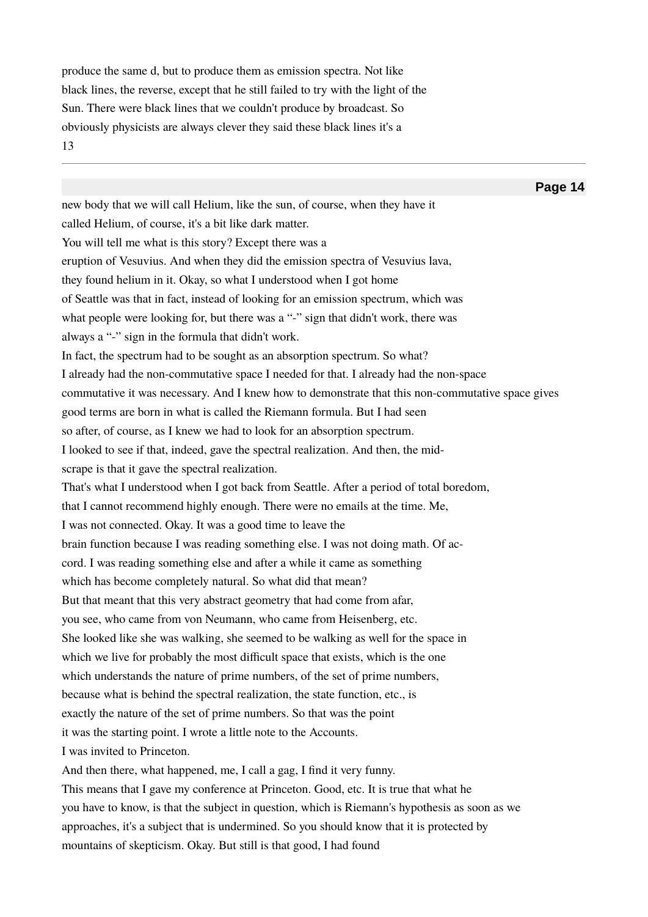produce the same d, but to produce them as emission spectra. Not like black lines, the reverse, except that he still failed to try with the light of the Sun. There were black lines that we couldn't produce by broadcast. So obviously physicists are always clever they said these black lines it's a

new body that we will call Helium, like the sun, of course, when they have it called Helium, of course, it's a bit like dark matter.

You will tell me what is this story? Except there was a eruption of Vesuvius. And when they did the emission spectra of Vesuvius lava, they found helium in it. Okay, so what I understood when I got home of Seattle was that in fact, instead of looking for an emission spectrum, which was what people were looking for, but there was a "-" sign that didn't work, there was always a "-" sign in the formula that didn't work.

In fact, the spectrum had to be sought as an absorption spectrum. So what? I already had the non-commutative space I needed for that. I already had the non-space commutative it was necessary. And I knew how to demonstrate that this non-commutative space gives good terms are born in what is called the Riemann formula. But I had seen so after, of course, as I knew we had to look for an absorption spectrum.

I looked to see if that, indeed, gave the spectral realization. And then, the mid-scrape is that it gave the spectral realization.

That's what I understood when I got back from Seattle. After a period of total boredom, that I cannot recommend highly enough. There were no emails at the time. Me, I was not connected. Okay. It was a good time to leave the brain function because I was reading something else. I was not doing math. Of accord. I was reading something else and after a while it came as something which has become completely natural. So what did that mean?

But that meant that this very abstract geometry that had come from afar, you see, who came from von Neumann, who came from Heisenberg, etc.

She looked like she was walking, she seemed to be walking as well for the space in which we live for probably the most difficult space that exists, which is the one which understands the nature of prime numbers, of the set of prime numbers, because what is behind the spectral realization, the state function, etc., is exactly the nature of the set of prime numbers. So that was the point it was the starting point. I wrote a little note to the Accounts.

I was invited to Princeton.

And then there, what happened, me, I call a gag, I find it very funny.

This means that I gave my conference at Princeton. Good, etc. It is true that what he you have to know, is that the subject in question, which is Riemann's hypothesis as soon as we approaches, it's a subject that is undermined. So you should know that it is protected by mountains of skepticism. Okay. But still is that good, I had found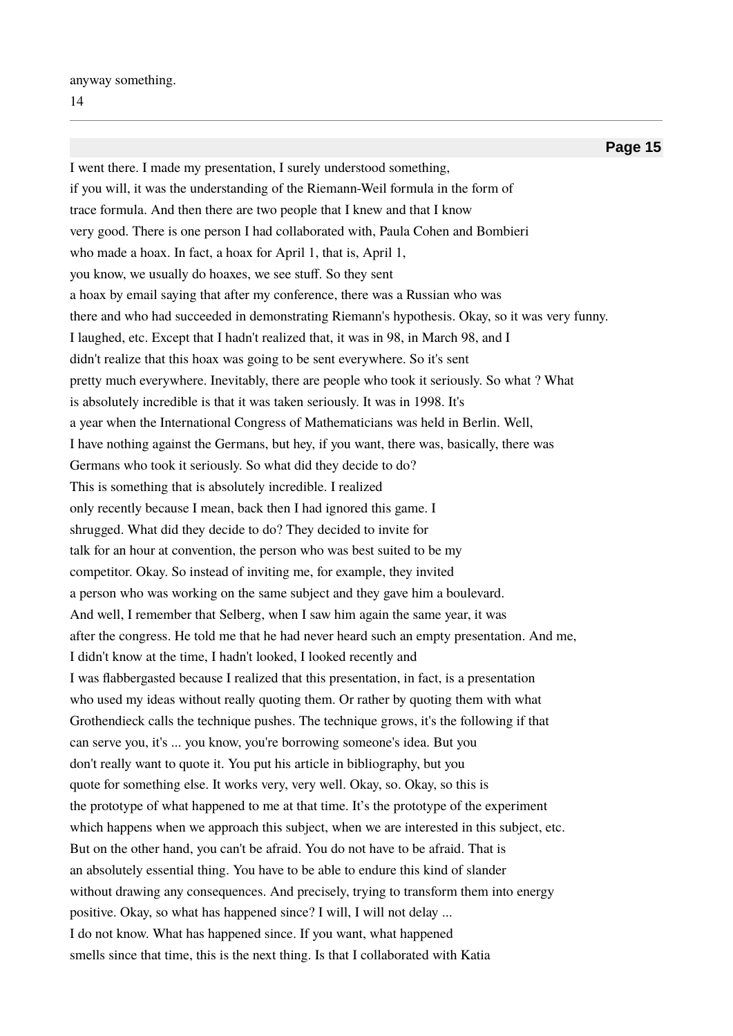I went there. I made my presentation, I surely understood something, if you will, it was the understanding of the Riemann-Weil formula in the form of trace formula. And then there are two people that I knew and that I know very good. There is one person I had collaborated with, Paula Cohen and Bombieri who made a hoax. In fact, a hoax for April 1, that is, April 1, you know, we usually do hoaxes, we see stuff. So they sent a hoax by email saying that after my conference, there was a Russian who was there and who had succeeded in demonstrating Riemann's hypothesis. Okay, so it was very funny. I laughed, etc. Except that I hadn't realized that, it was in 98, in March 98, and I didn't realize that this hoax was going to be sent everywhere. So it's sent pretty much everywhere. Inevitably, there are people who took it seriously. So what ? What is absolutely incredible is that it was taken seriously. It was in 1998. It's a year when the International Congress of Mathematicians was held in Berlin. Well, I have nothing against the Germans, but hey, if you want, there was, basically, there was Germans who took it seriously. So what did they decide to do? This is something that is absolutely incredible. I realized only recently because I mean, back then I had ignored this game. I shrugged. What did they decide to do? They decided to invite for talk for an hour at convention, the person who was best suited to be my competitor. Okay. So instead of inviting me, for example, they invited a person who was working on the same subject and they gave him a boulevard. And well, I remember that Selberg, when I saw him again the same year, it was after the congress. He told me that he had never heard such an empty presentation. And me, I didn't know at the time, I hadn't looked, I looked recently and I was flabbergasted because I realized that this presentation, in fact, is a presentation who used my ideas without really quoting them. Or rather by quoting them with what Grothendieck calls the technique pushes. The technique grows, it's the following if that can serve you, it's ... you know, you're borrowing someone's idea. But you don't really want to quote it. You put his article in bibliography, but you quote for something else. It works very, very well. Okay, so. Okay, so this is the prototype of what happened to me at that time. It's the prototype of the experiment which happens when we approach this subject, when we are interested in this subject, etc. But on the other hand, you can't be afraid. You do not have to be afraid. That is an absolutely essential thing. You have to be able to endure this kind of slander without drawing any consequences. And precisely, trying to transform them into energy positive. Okay, so what has happened since? I will, I will not delay ... I do not know. What has happened since. If you want, what happened smells since that time, this is the next thing. Is that I collaborated with Katia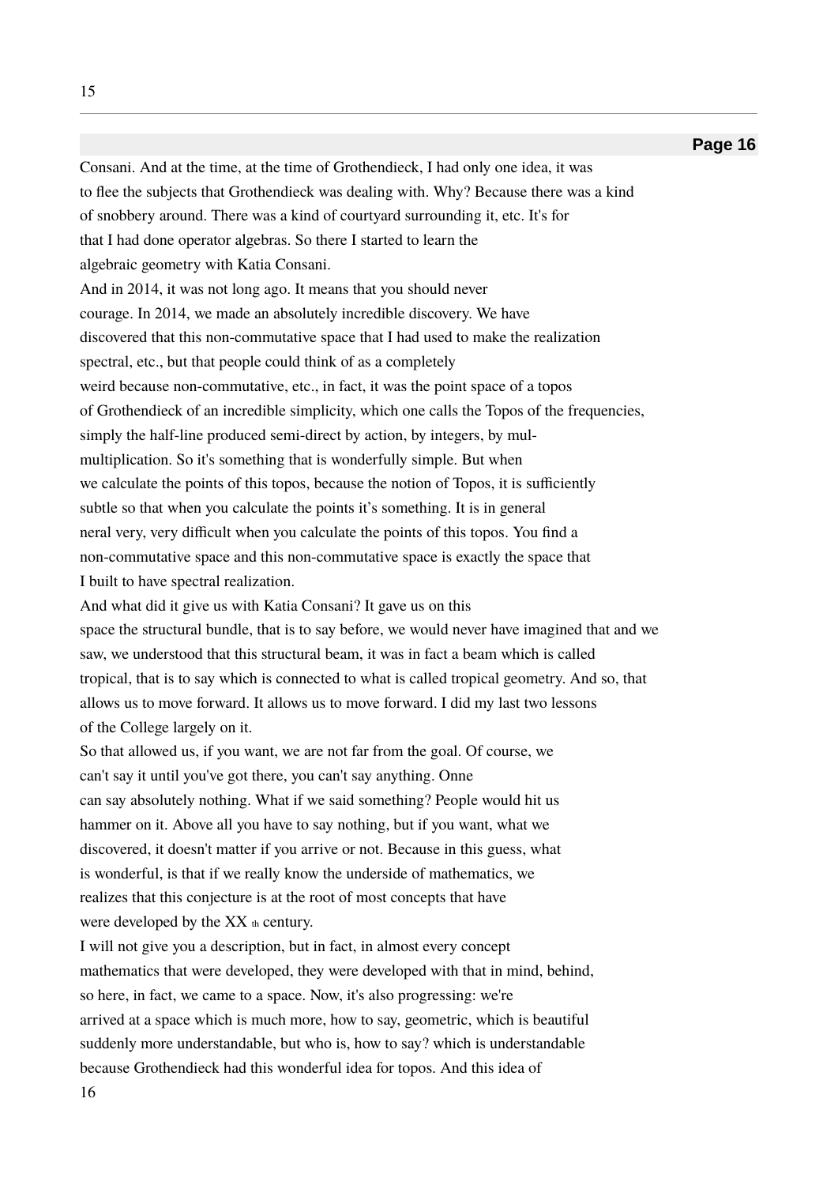Consani. And at the time, at the time of Grothendieck, I had only one idea, it was to flee the subjects that Grothendieck was dealing with. Why? Because there was a kind of snobbery around. There was a kind of courtyard surrounding it, etc. It's for that I had done operator algebras. So there I started to learn the algebraic geometry with Katia Consani.

And in 2014, it was not long ago. It means that you should never courage. In 2014, we made an absolutely incredible discovery. We have discovered that this non-commutative space that I had used to make the realization spectral, etc., but that people could think of as a completely weird because non-commutative, etc., in fact, it was the point space of a topos of Grothendieck of an incredible simplicity, which one calls the Topos of the frequencies, simply the half-line produced semi-direct by action, by integers, by mul-multiplication. So it's something that is wonderfully simple. But when we calculate the points of this topos, because the notion of Topos, it is sufficiently subtle so that when you calculate the points it's something. It is in general neral very, very difficult when you calculate the points of this topos. You find a non-commutative space and this non-commutative space is exactly the space that I built to have spectral realization.

And what did it give us with Katia Consani? It gave us on this space the structural bundle, that is to say before, we would never have imagined that and we saw, we understood that this structural beam, it was in fact a beam which is called tropical, that is to say which is connected to what is called tropical geometry. And so, that allows us to move forward. It allows us to move forward. I did my last two lessons of the College largely on it.

So that allowed us, if you want, we are not far from the goal. Of course, we can't say it until you've got there, you can't say anything. Onne can say absolutely nothing. What if we said something? People would hit us hammer on it. Above all you have to say nothing, but if you want, what we discovered, it doesn't matter if you arrive or not. Because in this guess, what is wonderful, is that if we really know the underside of mathematics, we realizes that this conjecture is at the root of most concepts that have were developed by the XX th century.

I will not give you a description, but in fact, in almost every concept mathematics that were developed, they were developed with that in mind, behind, so here, in fact, we came to a space. Now, it's also progressing: we're arrived at a space which is much more, how to say, geometric, which is beautiful suddenly more understandable, but who is, how to say? which is understandable because Grothendieck had this wonderful idea for topos. And this idea of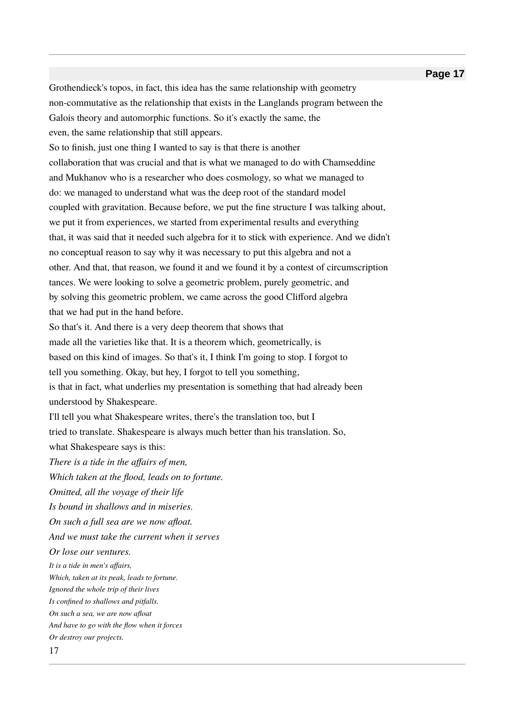Grothendieck's topos, in fact, this idea has the same relationship with geometry non-commutative as the relationship that exists in the Langlands program between the Galois theory and automorphic functions. So it's exactly the same, the even, the same relationship that still appears.

So to finish, just one thing I wanted to say is that there is another collaboration that was crucial and that is what we managed to do with Chamseddine and Mukhanov who is a researcher who does cosmology, so what we managed to do: we managed to understand what was the deep root of the standard model coupled with gravitation. Because before, we put the fine structure I was talking about, we put it from experiences, we started from experimental results and everything that, it was said that it needed such algebra for it to stick with experience. And we didn't no conceptual reason to say why it was necessary to put this algebra and not a other. And that, that reason, we found it and we found it by a contest of circumscription tances. We were looking to solve a geometric problem, purely geometric, and by solving this geometric problem, we came across the good Clifford algebra that we had put in the hand before.

So that's it. And there is a very deep theorem that shows that made all the varieties like that. It is a theorem which, geometrically, is based on this kind of images. So that's it, I think I'm going to stop. I forgot to tell you something. Okay, but hey, I forgot to tell you something, is that in fact, what underlies my presentation is something that had already been understood by Shakespeare.

I'll tell you what Shakespeare writes, there's the translation too, but I tried to translate. Shakespeare is always much better than his translation. So, what Shakespeare says is this:

*There is a tide in the affairs of men,*
*Which taken at the flood, leads on to fortune.*
*Omitted, all the voyage of their life*
*Is bound in shallows and in miseries.*
*On such a full sea are we now afloat.*
*And we must take the current when it serves*
*Or lose our ventures.*

*It is a tide in men's affairs,*
*Which, taken at its peak, leads to fortune.*
*Ignored the whole trip of their lives*
*Is confined to shallows and pitfalls.*
*On such a sea, we are now afloat*
*And have to go with the flow when it forces*
*Or destroy our projects.*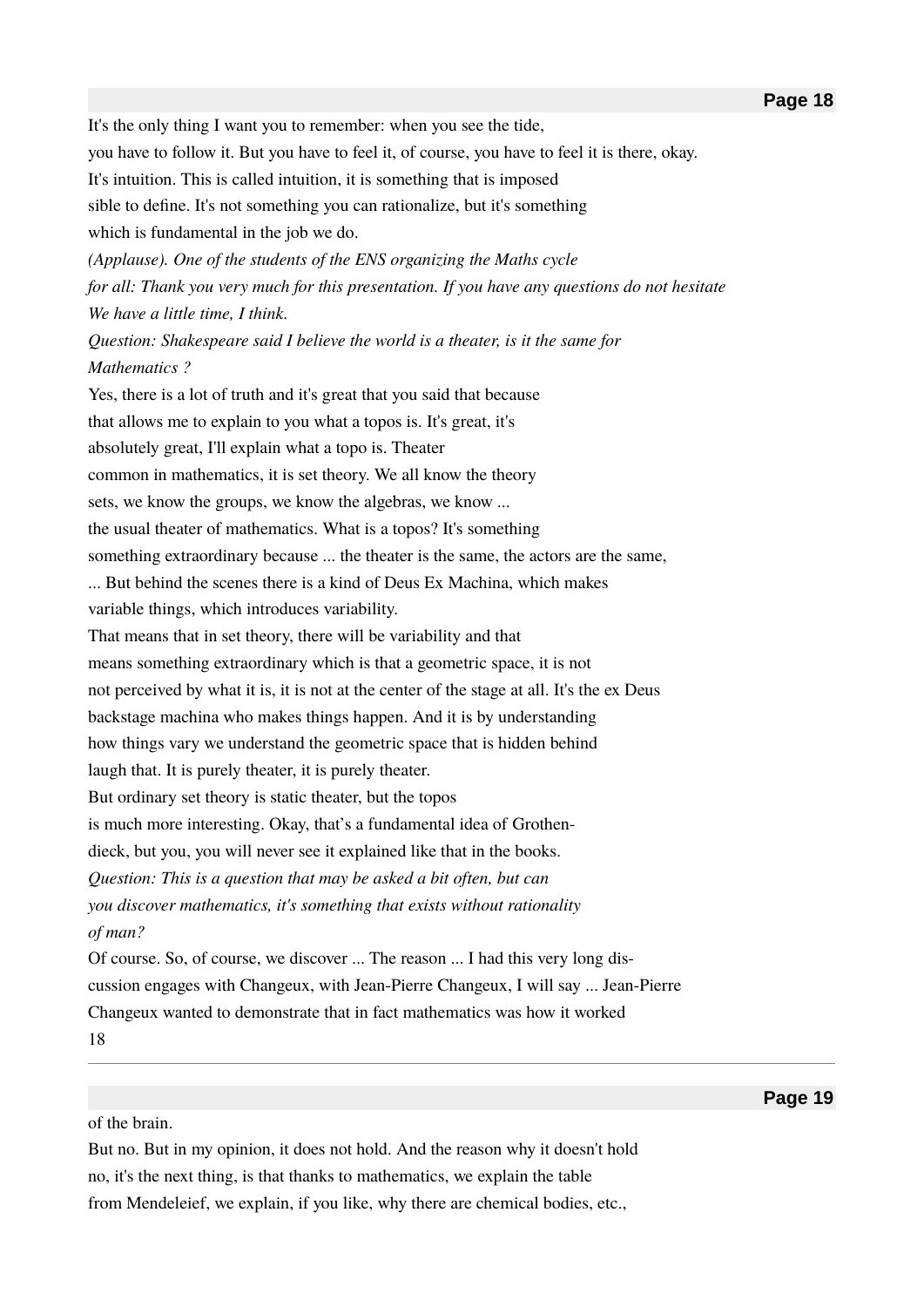It's the only thing I want you to remember: when you see the tide, you have to follow it. But you have to feel it, of course, you have to feel it is there, okay. It's intuition. This is called intuition, it is something that is imposed sible to define. It's not something you can rationalize, but it's something which is fundamental in the job we do.

*(Applause). One of the students of the ENS organizing the Maths cycle for all: Thank you very much for this presentation. If you have any questions do not hesitate We have a little time, I think.*

*Question: Shakespeare said I believe the world is a theater, is it the same for Mathematics ?*

Yes, there is a lot of truth and it's great that you said that because that allows me to explain to you what a topos is. It's great, it's absolutely great, I'll explain what a topo is. Theater common in mathematics, it is set theory. We all know the theory sets, we know the groups, we know the algebras, we know ... the usual theater of mathematics. What is a topos? It's something something extraordinary because ... the theater is the same, the actors are the same, ... But behind the scenes there is a kind of Deus Ex Machina, which makes variable things, which introduces variability.

That means that in set theory, there will be variability and that means something extraordinary which is that a geometric space, it is not not perceived by what it is, it is not at the center of the stage at all. It's the ex Deus backstage machina who makes things happen. And it is by understanding how things vary we understand the geometric space that is hidden behind laugh that. It is purely theater, it is purely theater.

But ordinary set theory is static theater, but the topos is much more interesting. Okay, that's a fundamental idea of Grothendieck, but you, you will never see it explained like that in the books.

*Question: This is a question that may be asked a bit often, but can you discover mathematics, it's something that exists without rationality of man?*

Of course. So, of course, we discover ... The reason ... I had this very long discussion engages with Changeux, with Jean-Pierre Changeux, I will say ... Jean-Pierre Changeux wanted to demonstrate that in fact mathematics was how it worked of the brain.

But no. But in my opinion, it does not hold. And the reason why it doesn't hold no, it's the next thing, is that thanks to mathematics, we explain the table from Mendeleief, we explain, if you like, why there are chemical bodies, etc.,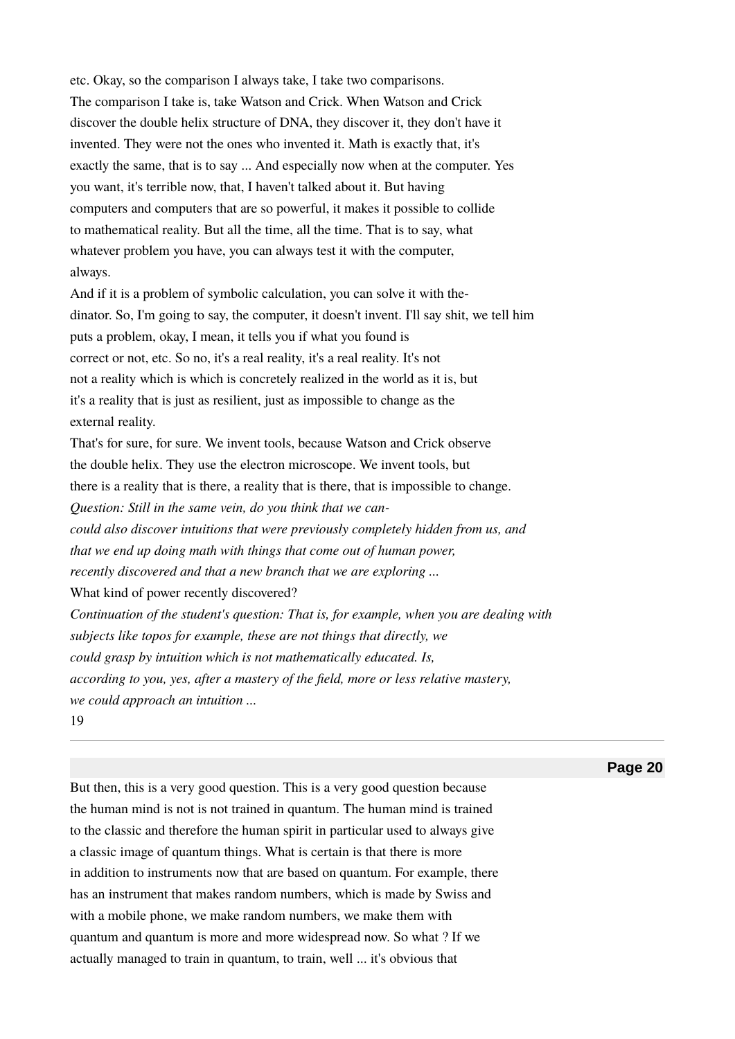etc. Okay, so the comparison I always take, I take two comparisons. The comparison I take is, take Watson and Crick. When Watson and Crick discover the double helix structure of DNA, they discover it, they don't have it invented. They were not the ones who invented it. Math is exactly that, it's exactly the same, that is to say ... And especially now when at the computer. Yes you want, it's terrible now, that, I haven't talked about it. But having computers and computers that are so powerful, it makes it possible to collide to mathematical reality. But all the time, all the time. That is to say, what whatever problem you have, you can always test it with the computer, always.

And if it is a problem of symbolic calculation, you can solve it with the-dinator. So, I'm going to say, the computer, it doesn't invent. I'll say shit, we tell him puts a problem, okay, I mean, it tells you if what you found is correct or not, etc. So no, it's a real reality, it's a real reality. It's not not a reality which is which is concretely realized in the world as it is, but it's a reality that is just as resilient, just as impossible to change as the external reality.

That's for sure, for sure. We invent tools, because Watson and Crick observe the double helix. They use the electron microscope. We invent tools, but there is a reality that is there, a reality that is there, that is impossible to change.

*Question: Still in the same vein, do you think that we can-could also discover intuitions that were previously completely hidden from us, and that we end up doing math with things that come out of human power, recently discovered and that a new branch that we are exploring ...*

What kind of power recently discovered?

*Continuation of the student's question: That is, for example, when you are dealing with subjects like topos for example, these are not things that directly, we could grasp by intuition which is not mathematically educated. Is, according to you, yes, after a mastery of the field, more or less relative mastery, we could approach an intuition ...*

But then, this is a very good question. This is a very good question because the human mind is not is not trained in quantum. The human mind is trained to the classic and therefore the human spirit in particular used to always give a classic image of quantum things. What is certain is that there is more in addition to instruments now that are based on quantum. For example, there has an instrument that makes random numbers, which is made by Swiss and with a mobile phone, we make random numbers, we make them with quantum and quantum is more and more widespread now. So what ? If we actually managed to train in quantum, to train, well ... it's obvious that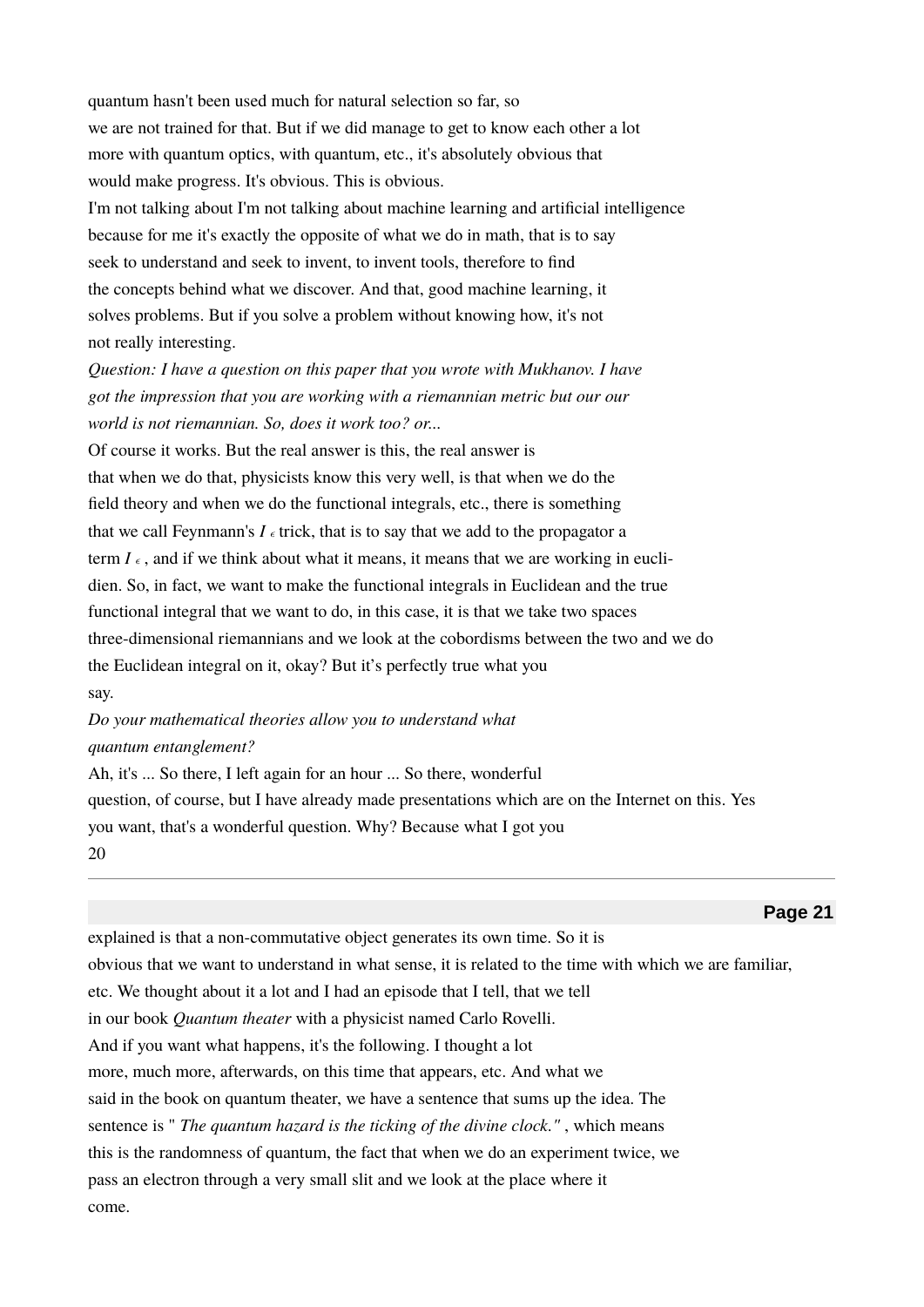quantum hasn't been used much for natural selection so far, so
we are not trained for that. But if we did manage to get to know each other a lot
more with quantum optics, with quantum, etc., it's absolutely obvious that
would make progress. It's obvious. This is obvious.

I'm not talking about I'm not talking about machine learning and artificial intelligence
because for me it's exactly the opposite of what we do in math, that is to say
seek to understand and seek to invent, to invent tools, therefore to find
the concepts behind what we discover. And that, good machine learning, it
solves problems. But if you solve a problem without knowing how, it's not
not really interesting.

*Question: I have a question on this paper that you wrote with Mukhanov. I have got the impression that you are working with a riemannian metric but our our world is not riemannian. So, does it work too? or...*

Of course it works. But the real answer is this, the real answer is
that when we do that, physicists know this very well, is that when we do the
field theory and when we do the functional integrals, etc., there is something
that we call Feynmann's $I_\epsilon$ trick, that is to say that we add to the propagator a
term $I_\epsilon$, and if we think about what it means, it means that we are working in euclidien. So, in fact, we want to make the functional integrals in Euclidean and the true
functional integral that we want to do, in this case, it is that we take two spaces
three-dimensional riemannians and we look at the cobordisms between the two and we do
the Euclidean integral on it, okay? But it's perfectly true what you
say.

*Do your mathematical theories allow you to understand what quantum entanglement?*

Ah, it's ... So there, I left again for an hour ... So there, wonderful
question, of course, but I have already made presentations which are on the Internet on this. Yes
you want, that's a wonderful question. Why? Because what I got you
explained is that a non-commutative object generates its own time. So it is
obvious that we want to understand in what sense, it is related to the time with which we are familiar,
etc. We thought about it a lot and I had an episode that I tell, that we tell
in our book *Quantum theater* with a physicist named Carlo Rovelli.
And if you want what happens, it's the following. I thought a lot
more, much more, afterwards, on this time that appears, etc. And what we
said in the book on quantum theater, we have a sentence that sums up the idea. The
sentence is " *The quantum hazard is the ticking of the divine clock."* , which means
this is the randomness of quantum, the fact that when we do an experiment twice, we
pass an electron through a very small slit and we look at the place where it
come.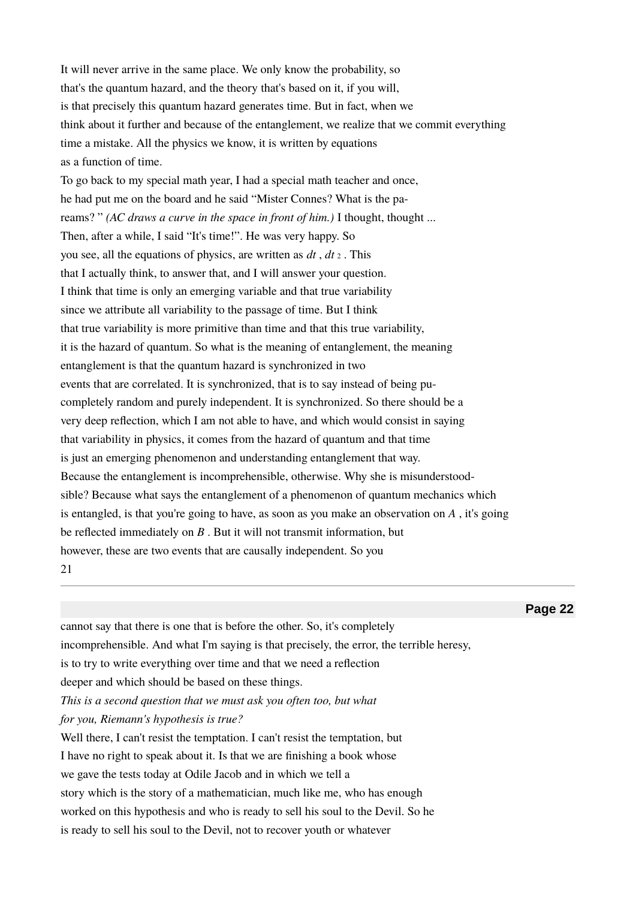It will never arrive in the same place. We only know the probability, so that's the quantum hazard, and the theory that's based on it, if you will, is that precisely this quantum hazard generates time. But in fact, when we think about it further and because of the entanglement, we realize that we commit everything time a mistake. All the physics we know, it is written by equations as a function of time.

To go back to my special math year, I had a special math teacher and once, he had put me on the board and he said "Mister Connes? What is the pareams? " *(AC draws a curve in the space in front of him.)* I thought, thought ... Then, after a while, I said "It's time!". He was very happy. So you see, all the equations of physics, are written as $dt$ , $dt^2$ . This that I actually think, to answer that, and I will answer your question. I think that time is only an emerging variable and that true variability since we attribute all variability to the passage of time. But I think that true variability is more primitive than time and that this true variability, it is the hazard of quantum. So what is the meaning of entanglement, the meaning entanglement is that the quantum hazard is synchronized in two events that are correlated. It is synchronized, that is to say instead of being pu-completely random and purely independent. It is synchronized. So there should be a very deep reflection, which I am not able to have, and which would consist in saying that variability in physics, it comes from the hazard of quantum and that time is just an emerging phenomenon and understanding entanglement that way. Because the entanglement is incomprehensible, otherwise. Why she is misunderstood-sible? Because what says the entanglement of a phenomenon of quantum mechanics which is entangled, is that you're going to have, as soon as you make an observation on $A$ , it's going be reflected immediately on $B$ . But it will not transmit information, but however, these are two events that are causally independent. So you cannot say that there is one that is before the other. So, it's completely incomprehensible. And what I'm saying is that precisely, the error, the terrible heresy, is to try to write everything over time and that we need a reflection deeper and which should be based on these things.

*This is a second question that we must ask you often too, but what for you, Riemann's hypothesis is true?*

Well there, I can't resist the temptation. I can't resist the temptation, but I have no right to speak about it. Is that we are finishing a book whose we gave the tests today at Odile Jacob and in which we tell a story which is the story of a mathematician, much like me, who has enough worked on this hypothesis and who is ready to sell his soul to the Devil. So he is ready to sell his soul to the Devil, not to recover youth or whatever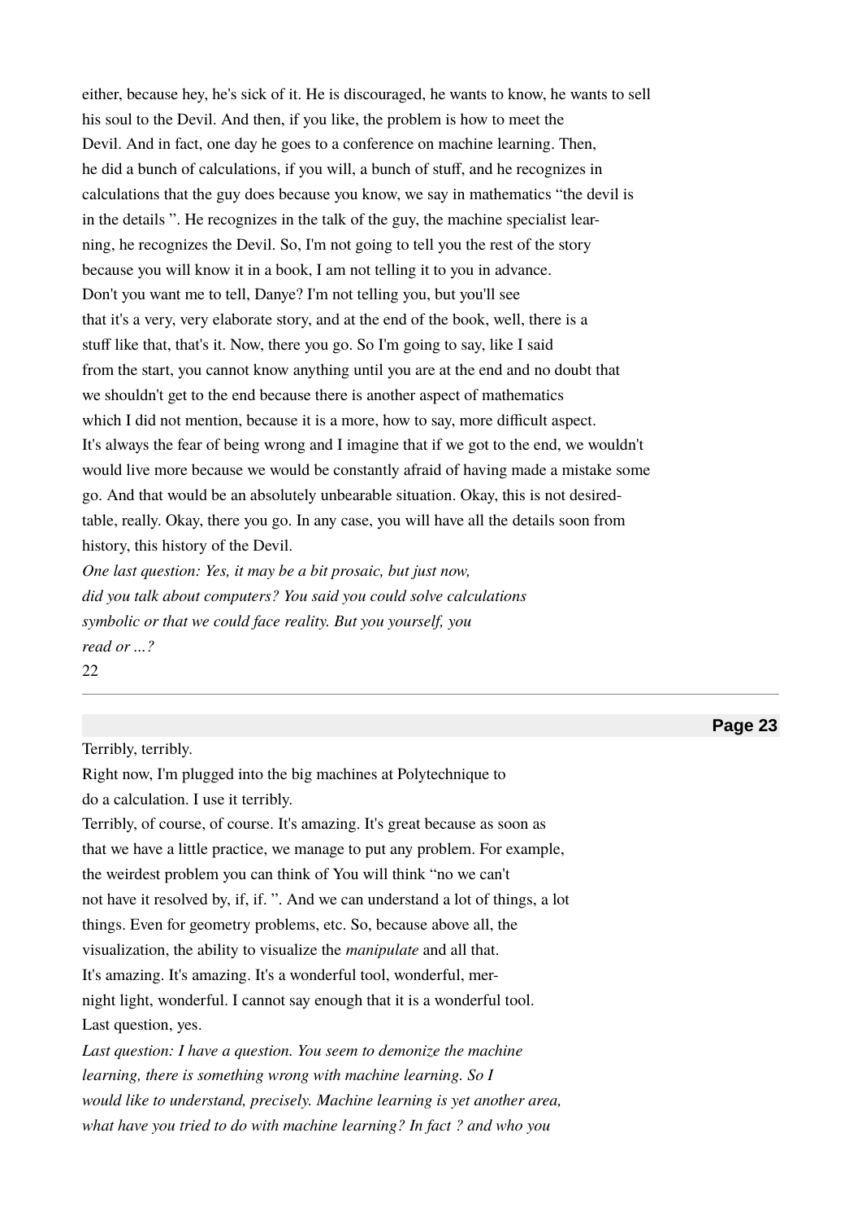either, because hey, he's sick of it. He is discouraged, he wants to know, he wants to sell his soul to the Devil. And then, if you like, the problem is how to meet the Devil. And in fact, one day he goes to a conference on machine learning. Then, he did a bunch of calculations, if you will, a bunch of stuff, and he recognizes in calculations that the guy does because you know, we say in mathematics "the devil is in the details ". He recognizes in the talk of the guy, the machine specialist learning, he recognizes the Devil. So, I'm not going to tell you the rest of the story because you will know it in a book, I am not telling it to you in advance. Don't you want me to tell, Danye? I'm not telling you, but you'll see that it's a very, very elaborate story, and at the end of the book, well, there is a stuff like that, that's it. Now, there you go. So I'm going to say, like I said from the start, you cannot know anything until you are at the end and no doubt that we shouldn't get to the end because there is another aspect of mathematics which I did not mention, because it is a more, how to say, more difficult aspect. It's always the fear of being wrong and I imagine that if we got to the end, we wouldn't would live more because we would be constantly afraid of having made a mistake some go. And that would be an absolutely unbearable situation. Okay, this is not desired-table, really. Okay, there you go. In any case, you will have all the details soon from history, this history of the Devil.

*One last question: Yes, it may be a bit prosaic, but just now, did you talk about computers? You said you could solve calculations symbolic or that we could face reality. But you yourself, you read or ...?*

Terribly, terribly.

Right now, I'm plugged into the big machines at Polytechnique to do a calculation. I use it terribly.

Terribly, of course, of course. It's amazing. It's great because as soon as that we have a little practice, we manage to put any problem. For example, the weirdest problem you can think of You will think "no we can't not have it resolved by, if, if. ". And we can understand a lot of things, a lot things. Even for geometry problems, etc. So, because above all, the visualization, the ability to visualize the *manipulate* and all that.

It's amazing. It's amazing. It's a wonderful tool, wonderful, mer-night light, wonderful. I cannot say enough that it is a wonderful tool.

Last question, yes.

*Last question: I have a question. You seem to demonize the machine learning, there is something wrong with machine learning. So I would like to understand, precisely. Machine learning is yet another area, what have you tried to do with machine learning? In fact ? and who you*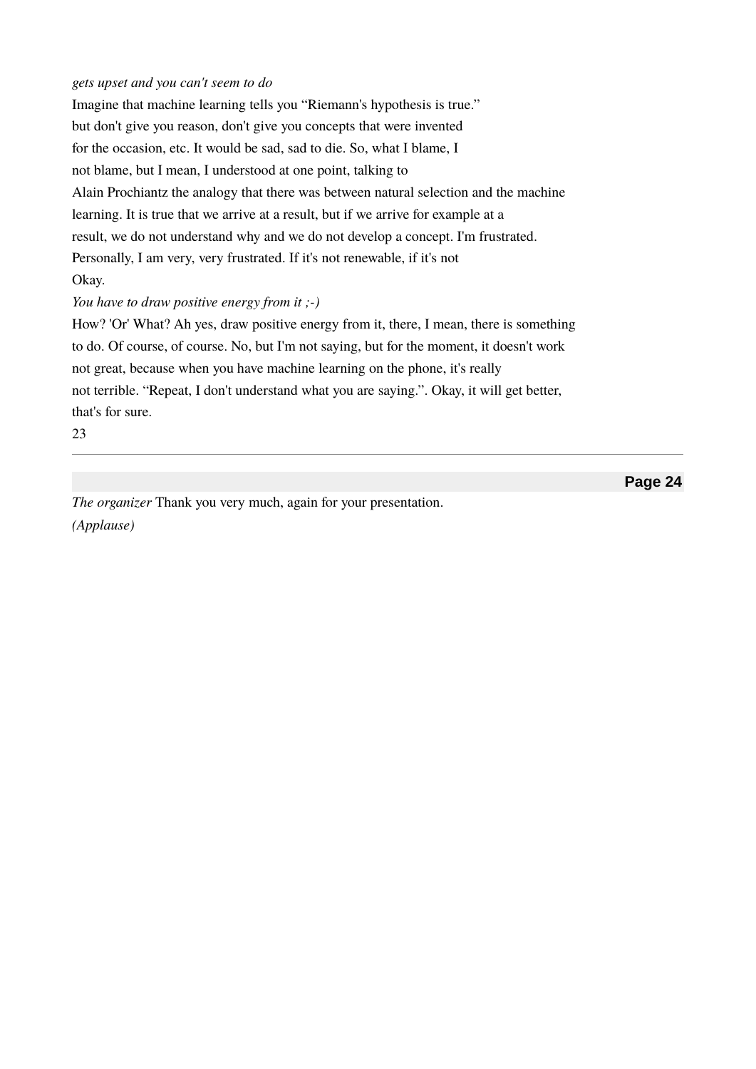*gets upset and you can't seem to do*

Imagine that machine learning tells you "Riemann's hypothesis is true." but don't give you reason, don't give you concepts that were invented for the occasion, etc. It would be sad, sad to die. So, what I blame, I not blame, but I mean, I understood at one point, talking to Alain Prochiantz the analogy that there was between natural selection and the machine learning. It is true that we arrive at a result, but if we arrive for example at a result, we do not understand why and we do not develop a concept. I'm frustrated. Personally, I am very, very frustrated. If it's not renewable, if it's not Okay.

*You have to draw positive energy from it ;-)*

How? 'Or' What? Ah yes, draw positive energy from it, there, I mean, there is something to do. Of course, of course. No, but I'm not saying, but for the moment, it doesn't work not great, because when you have machine learning on the phone, it's really not terrible. "Repeat, I don't understand what you are saying.". Okay, it will get better, that's for sure.

*The organizer* Thank you very much, again for your presentation.

*(Applause)*